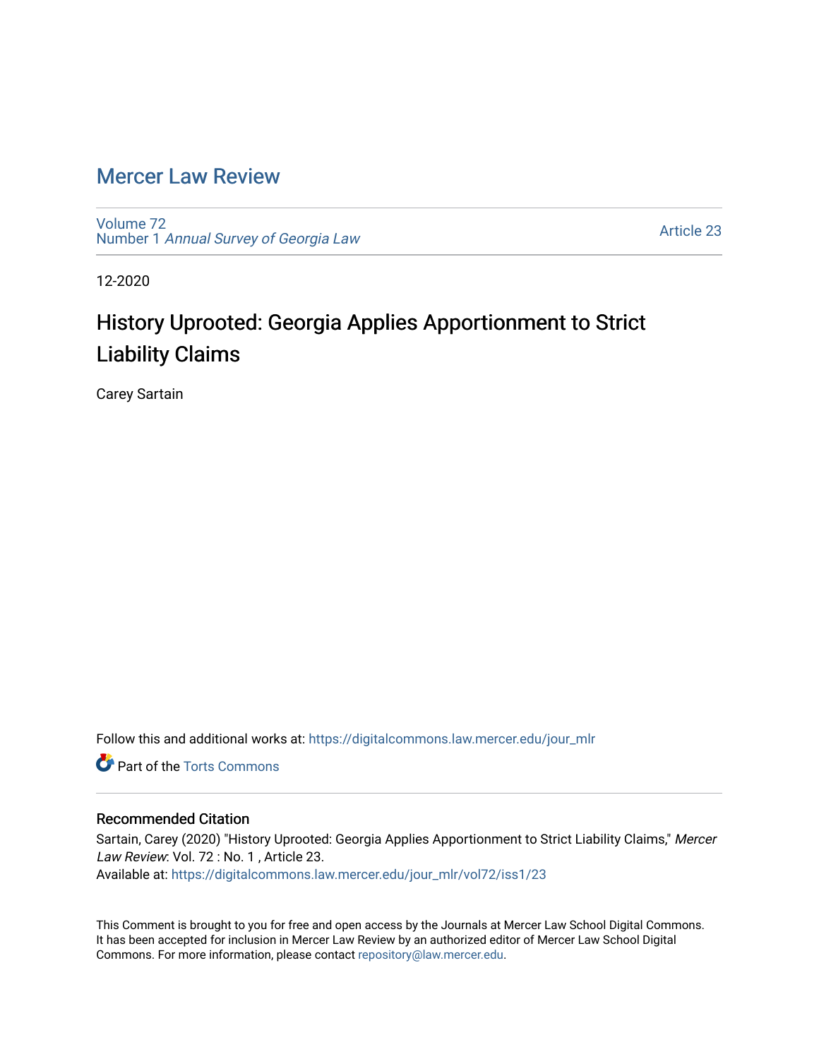# Mercer Law Review

Volume 72
Number 1 *Annual Survey of Georgia Law*

Article 23

12-2020

## History Uprooted: Georgia Applies Apportionment to Strict Liability Claims

Carey Sartain

Follow this and additional works at: https://digitalcommons.law.mercer.edu/jour_mlr

Part of the Torts Commons

### Recommended Citation

Sartain, Carey (2020) "History Uprooted: Georgia Applies Apportionment to Strict Liability Claims," *Mercer Law Review*: Vol. 72 : No. 1 , Article 23.
Available at: https://digitalcommons.law.mercer.edu/jour_mlr/vol72/iss1/23

This Comment is brought to you for free and open access by the Journals at Mercer Law School Digital Commons. It has been accepted for inclusion in Mercer Law Review by an authorized editor of Mercer Law School Digital Commons. For more information, please contact repository@law.mercer.edu.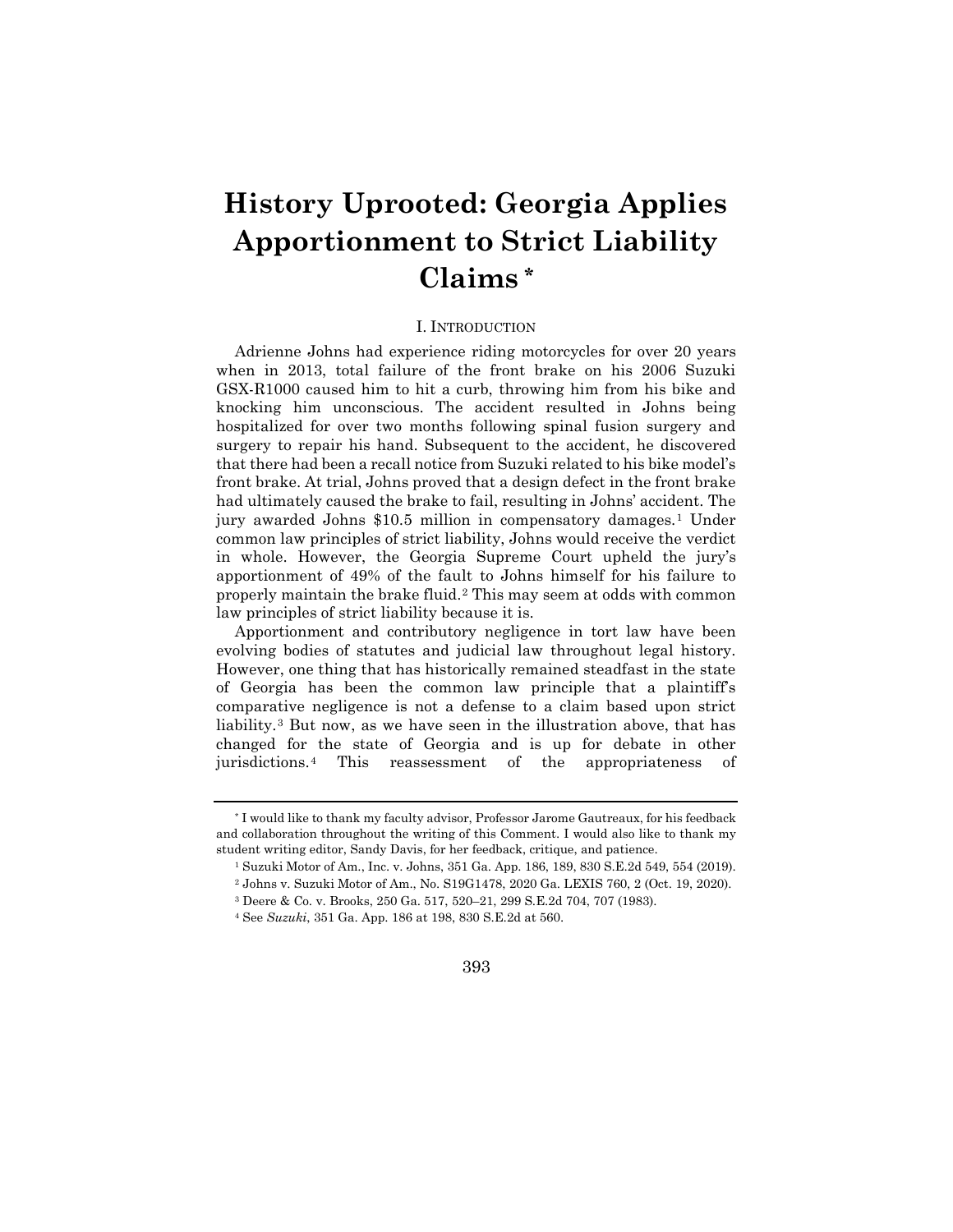# History Uprooted: Georgia Applies Apportionment to Strict Liability Claims *

## I. Introduction

Adrienne Johns had experience riding motorcycles for over 20 years when in 2013, total failure of the front brake on his 2006 Suzuki GSX-R1000 caused him to hit a curb, throwing him from his bike and knocking him unconscious. The accident resulted in Johns being hospitalized for over two months following spinal fusion surgery and surgery to repair his hand. Subsequent to the accident, he discovered that there had been a recall notice from Suzuki related to his bike model's front brake. At trial, Johns proved that a design defect in the front brake had ultimately caused the brake to fail, resulting in Johns' accident. The jury awarded Johns $10.5 million in compensatory damages.[1] Under common law principles of strict liability, Johns would receive the verdict in whole. However, the Georgia Supreme Court upheld the jury's apportionment of 49% of the fault to Johns himself for his failure to properly maintain the brake fluid.[2] This may seem at odds with common law principles of strict liability because it is.

Apportionment and contributory negligence in tort law have been evolving bodies of statutes and judicial law throughout legal history. However, one thing that has historically remained steadfast in the state of Georgia has been the common law principle that a plaintiff's comparative negligence is not a defense to a claim based upon strict liability.[3] But now, as we have seen in the illustration above, that has changed for the state of Georgia and is up for debate in other jurisdictions.[4] This reassessment of the appropriateness of

---

* I would like to thank my faculty advisor, Professor Jarome Gautreaux, for his feedback and collaboration throughout the writing of this Comment. I would also like to thank my student writing editor, Sandy Davis, for her feedback, critique, and patience.

[1] Suzuki Motor of Am., Inc. v. Johns, 351 Ga. App. 186, 189, 830 S.E.2d 549, 554 (2019).

[2] Johns v. Suzuki Motor of Am., No. S19G1478, 2020 Ga. LEXIS 760, 2 (Oct. 19, 2020).

[3] Deere & Co. v. Brooks, 250 Ga. 517, 520–21, 299 S.E.2d 704, 707 (1983).

[4] See *Suzuki*, 351 Ga. App. 186 at 198, 830 S.E.2d at 560.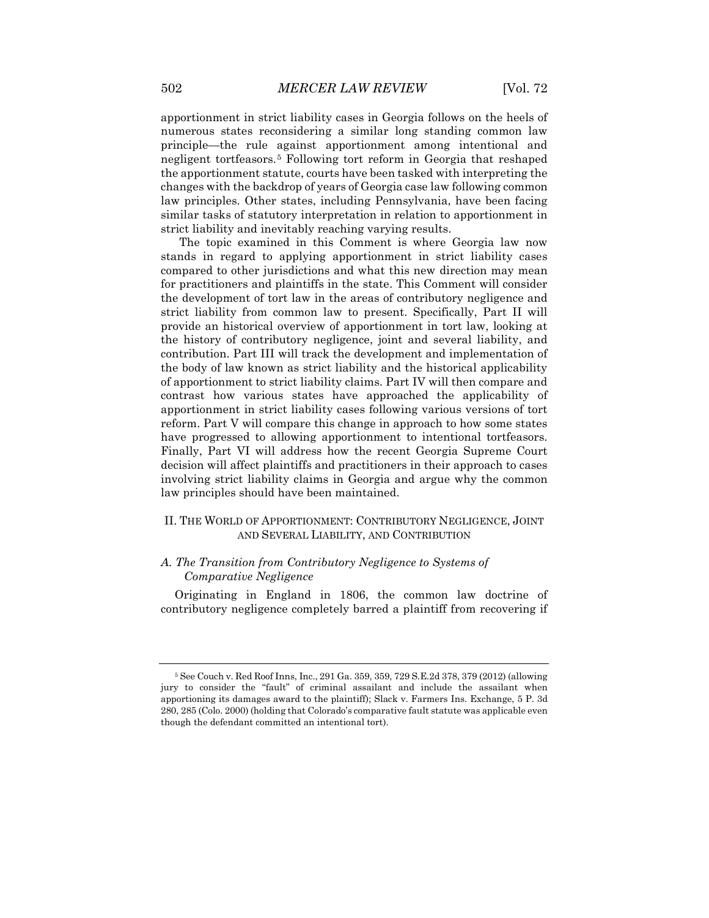apportionment in strict liability cases in Georgia follows on the heels of numerous states reconsidering a similar long standing common law principle—the rule against apportionment among intentional and negligent tortfeasors.[5] Following tort reform in Georgia that reshaped the apportionment statute, courts have been tasked with interpreting the changes with the backdrop of years of Georgia case law following common law principles. Other states, including Pennsylvania, have been facing similar tasks of statutory interpretation in relation to apportionment in strict liability and inevitably reaching varying results.

The topic examined in this Comment is where Georgia law now stands in regard to applying apportionment in strict liability cases compared to other jurisdictions and what this new direction may mean for practitioners and plaintiffs in the state. This Comment will consider the development of tort law in the areas of contributory negligence and strict liability from common law to present. Specifically, Part II will provide an historical overview of apportionment in tort law, looking at the history of contributory negligence, joint and several liability, and contribution. Part III will track the development and implementation of the body of law known as strict liability and the historical applicability of apportionment to strict liability claims. Part IV will then compare and contrast how various states have approached the applicability of apportionment in strict liability cases following various versions of tort reform. Part V will compare this change in approach to how some states have progressed to allowing apportionment to intentional tortfeasors. Finally, Part VI will address how the recent Georgia Supreme Court decision will affect plaintiffs and practitioners in their approach to cases involving strict liability claims in Georgia and argue why the common law principles should have been maintained.

## II. The World of Apportionment: Contributory Negligence, Joint and Several Liability, and Contribution

### *A. The Transition from Contributory Negligence to Systems of Comparative Negligence*

Originating in England in 1806, the common law doctrine of contributory negligence completely barred a plaintiff from recovering if

---

[5] See Couch v. Red Roof Inns, Inc., 291 Ga. 359, 359, 729 S.E.2d 378, 379 (2012) (allowing jury to consider the "fault" of criminal assailant and include the assailant when apportioning its damages award to the plaintiff); Slack v. Farmers Ins. Exchange, 5 P. 3d 280, 285 (Colo. 2000) (holding that Colorado's comparative fault statute was applicable even though the defendant committed an intentional tort).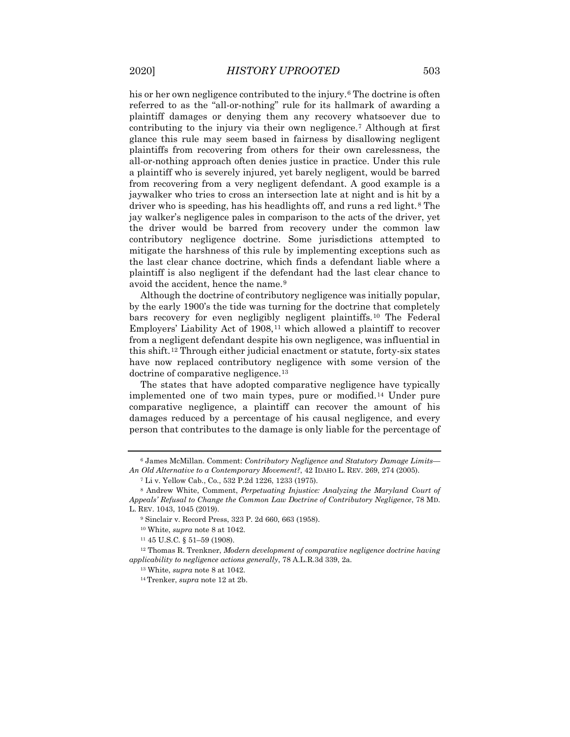his or her own negligence contributed to the injury.[6] The doctrine is often referred to as the "all-or-nothing" rule for its hallmark of awarding a plaintiff damages or denying them any recovery whatsoever due to contributing to the injury via their own negligence.[7] Although at first glance this rule may seem based in fairness by disallowing negligent plaintiffs from recovering from others for their own carelessness, the all-or-nothing approach often denies justice in practice. Under this rule a plaintiff who is severely injured, yet barely negligent, would be barred from recovering from a very negligent defendant. A good example is a jaywalker who tries to cross an intersection late at night and is hit by a driver who is speeding, has his headlights off, and runs a red light.[8] The jay walker's negligence pales in comparison to the acts of the driver, yet the driver would be barred from recovery under the common law contributory negligence doctrine. Some jurisdictions attempted to mitigate the harshness of this rule by implementing exceptions such as the last clear chance doctrine, which finds a defendant liable where a plaintiff is also negligent if the defendant had the last clear chance to avoid the accident, hence the name.[9]

Although the doctrine of contributory negligence was initially popular, by the early 1900's the tide was turning for the doctrine that completely bars recovery for even negligibly negligent plaintiffs.[10] The Federal Employers' Liability Act of 1908,[11] which allowed a plaintiff to recover from a negligent defendant despite his own negligence, was influential in this shift.[12] Through either judicial enactment or statute, forty-six states have now replaced contributory negligence with some version of the doctrine of comparative negligence.[13]

The states that have adopted comparative negligence have typically implemented one of two main types, pure or modified.[14] Under pure comparative negligence, a plaintiff can recover the amount of his damages reduced by a percentage of his causal negligence, and every person that contributes to the damage is only liable for the percentage of

---

[6] James McMillan. Comment: *Contributory Negligence and Statutory Damage Limits—An Old Alternative to a Contemporary Movement?*, 42 IDAHO L. REV. 269, 274 (2005).

[7] Li v. Yellow Cab., Co., 532 P.2d 1226, 1233 (1975).

[8] Andrew White, Comment, *Perpetuating Injustice: Analyzing the Maryland Court of Appeals' Refusal to Change the Common Law Doctrine of Contributory Negligence*, 78 MD. L. REV. 1043, 1045 (2019).

[9] Sinclair v. Record Press, 323 P. 2d 660, 663 (1958).

[10] White, *supra* note 8 at 1042.

[11] 45 U.S.C. § 51–59 (1908).

[12] Thomas R. Trenkner, *Modern development of comparative negligence doctrine having applicability to negligence actions generally*, 78 A.L.R.3d 339, 2a.

[13] White, *supra* note 8 at 1042.

[14] Trenker, *supra* note 12 at 2b.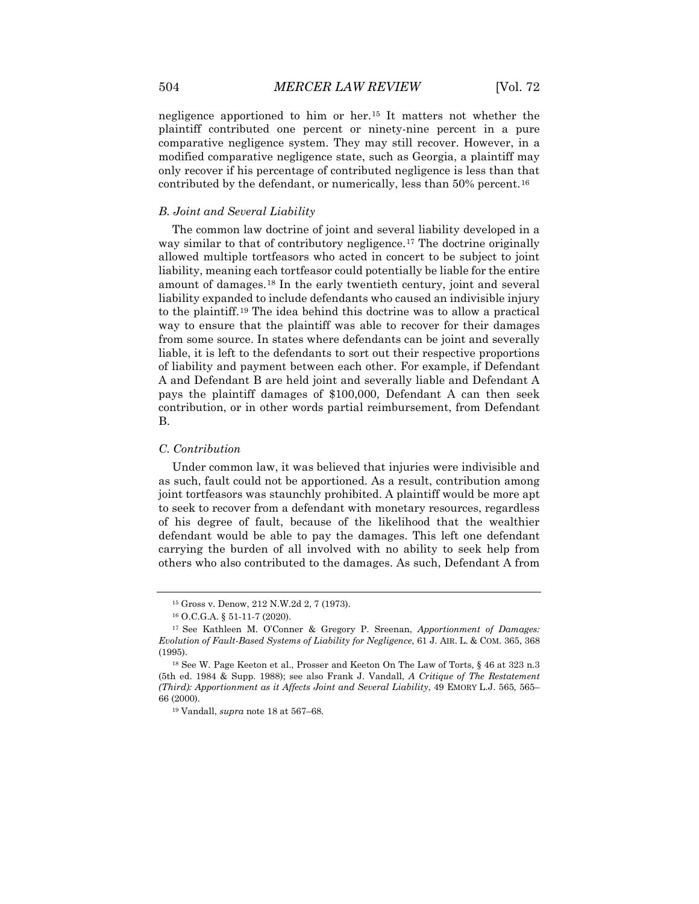negligence apportioned to him or her.[15] It matters not whether the plaintiff contributed one percent or ninety-nine percent in a pure comparative negligence system. They may still recover. However, in a modified comparative negligence state, such as Georgia, a plaintiff may only recover if his percentage of contributed negligence is less than that contributed by the defendant, or numerically, less than 50% percent.[16]

### *B. Joint and Several Liability*

The common law doctrine of joint and several liability developed in a way similar to that of contributory negligence.[17] The doctrine originally allowed multiple tortfeasors who acted in concert to be subject to joint liability, meaning each tortfeasor could potentially be liable for the entire amount of damages.[18] In the early twentieth century, joint and several liability expanded to include defendants who caused an indivisible injury to the plaintiff.[19] The idea behind this doctrine was to allow a practical way to ensure that the plaintiff was able to recover for their damages from some source. In states where defendants can be joint and severally liable, it is left to the defendants to sort out their respective proportions of liability and payment between each other. For example, if Defendant A and Defendant B are held joint and severally liable and Defendant A pays the plaintiff damages of $100,000, Defendant A can then seek contribution, or in other words partial reimbursement, from Defendant B.

### *C. Contribution*

Under common law, it was believed that injuries were indivisible and as such, fault could not be apportioned. As a result, contribution among joint tortfeasors was staunchly prohibited. A plaintiff would be more apt to seek to recover from a defendant with monetary resources, regardless of his degree of fault, because of the likelihood that the wealthier defendant would be able to pay the damages. This left one defendant carrying the burden of all involved with no ability to seek help from others who also contributed to the damages. As such, Defendant A from

---

[15] Gross v. Denow, 212 N.W.2d 2, 7 (1973).

[16] O.C.G.A. § 51-11-7 (2020).

[17] See Kathleen M. O'Conner & Gregory P. Sreenan, *Apportionment of Damages: Evolution of Fault-Based Systems of Liability for Negligence*, 61 J. AIR. L. & COM. 365, 368 (1995).

[18] See W. Page Keeton et al., Prosser and Keeton On The Law of Torts, § 46 at 323 n.3 (5th ed. 1984 & Supp. 1988); see also Frank J. Vandall, *A Critique of The Restatement (Third): Apportionment as it Affects Joint and Several Liability*, 49 EMORY L.J. 565, 565–66 (2000).

[19] Vandall, *supra* note 18 at 567–68.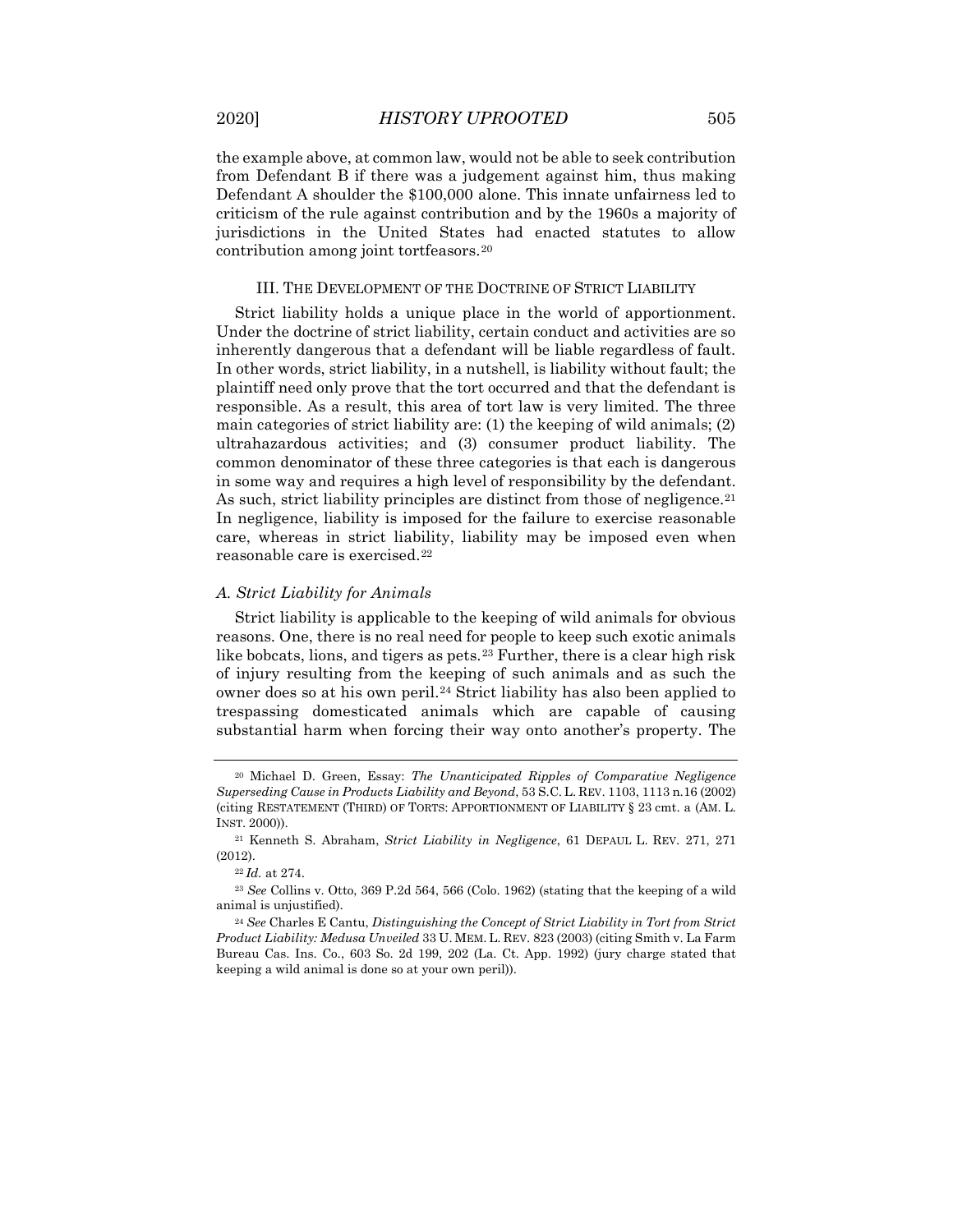the example above, at common law, would not be able to seek contribution from Defendant B if there was a judgement against him, thus making Defendant A shoulder the $100,000 alone. This innate unfairness led to criticism of the rule against contribution and by the 1960s a majority of jurisdictions in the United States had enacted statutes to allow contribution among joint tortfeasors.[20]

### III. The Development of the Doctrine of Strict Liability

Strict liability holds a unique place in the world of apportionment. Under the doctrine of strict liability, certain conduct and activities are so inherently dangerous that a defendant will be liable regardless of fault. In other words, strict liability, in a nutshell, is liability without fault; the plaintiff need only prove that the tort occurred and that the defendant is responsible. As a result, this area of tort law is very limited. The three main categories of strict liability are: (1) the keeping of wild animals; (2) ultrahazardous activities; and (3) consumer product liability. The common denominator of these three categories is that each is dangerous in some way and requires a high level of responsibility by the defendant. As such, strict liability principles are distinct from those of negligence.[21] In negligence, liability is imposed for the failure to exercise reasonable care, whereas in strict liability, liability may be imposed even when reasonable care is exercised.[22]

#### *A. Strict Liability for Animals*

Strict liability is applicable to the keeping of wild animals for obvious reasons. One, there is no real need for people to keep such exotic animals like bobcats, lions, and tigers as pets.[23] Further, there is a clear high risk of injury resulting from the keeping of such animals and as such the owner does so at his own peril.[24] Strict liability has also been applied to trespassing domesticated animals which are capable of causing substantial harm when forcing their way onto another's property. The

---

[20] Michael D. Green, Essay: *The Unanticipated Ripples of Comparative Negligence Superseding Cause in Products Liability and Beyond*, 53 S.C. L. REV. 1103, 1113 n.16 (2002) (citing RESTATEMENT (THIRD) OF TORTS: APPORTIONMENT OF LIABILITY § 23 cmt. a (AM. L. INST. 2000)).

[21] Kenneth S. Abraham, *Strict Liability in Negligence*, 61 DEPAUL L. REV. 271, 271 (2012).

[22] *Id.* at 274.

[23] *See* Collins v. Otto, 369 P.2d 564, 566 (Colo. 1962) (stating that the keeping of a wild animal is unjustified).

[24] *See* Charles E Cantu, *Distinguishing the Concept of Strict Liability in Tort from Strict Product Liability: Medusa Unveiled* 33 U. MEM. L. REV. 823 (2003) (citing Smith v. La Farm Bureau Cas. Ins. Co., 603 So. 2d 199, 202 (La. Ct. App. 1992) (jury charge stated that keeping a wild animal is done so at your own peril)).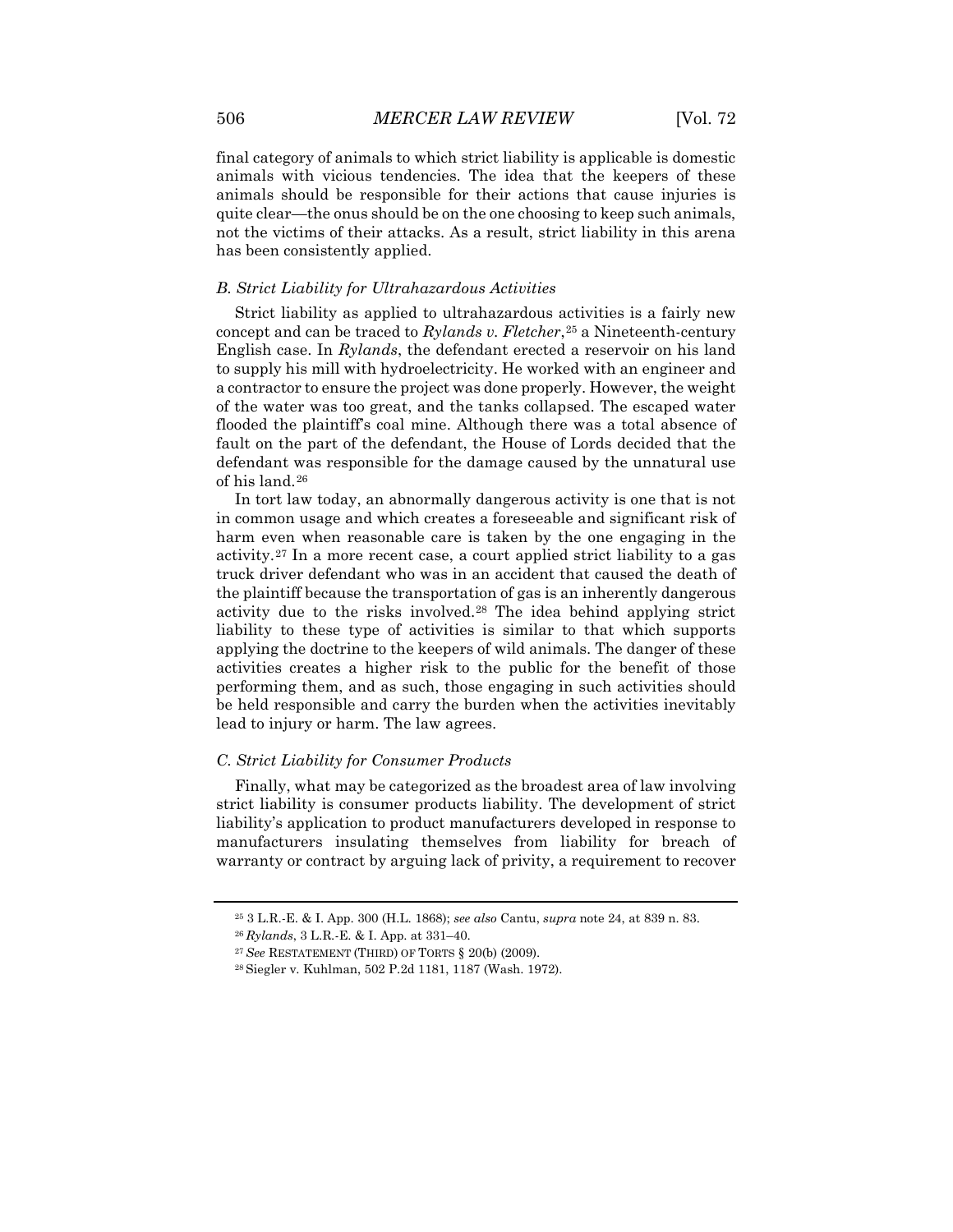final category of animals to which strict liability is applicable is domestic animals with vicious tendencies. The idea that the keepers of these animals should be responsible for their actions that cause injuries is quite clear—the onus should be on the one choosing to keep such animals, not the victims of their attacks. As a result, strict liability in this arena has been consistently applied.

### *B. Strict Liability for Ultrahazardous Activities*

Strict liability as applied to ultrahazardous activities is a fairly new concept and can be traced to *Rylands v. Fletcher*,[25] a Nineteenth-century English case. In *Rylands*, the defendant erected a reservoir on his land to supply his mill with hydroelectricity. He worked with an engineer and a contractor to ensure the project was done properly. However, the weight of the water was too great, and the tanks collapsed. The escaped water flooded the plaintiff's coal mine. Although there was a total absence of fault on the part of the defendant, the House of Lords decided that the defendant was responsible for the damage caused by the unnatural use of his land.[26]

In tort law today, an abnormally dangerous activity is one that is not in common usage and which creates a foreseeable and significant risk of harm even when reasonable care is taken by the one engaging in the activity.[27] In a more recent case, a court applied strict liability to a gas truck driver defendant who was in an accident that caused the death of the plaintiff because the transportation of gas is an inherently dangerous activity due to the risks involved.[28] The idea behind applying strict liability to these type of activities is similar to that which supports applying the doctrine to the keepers of wild animals. The danger of these activities creates a higher risk to the public for the benefit of those performing them, and as such, those engaging in such activities should be held responsible and carry the burden when the activities inevitably lead to injury or harm. The law agrees.

### *C. Strict Liability for Consumer Products*

Finally, what may be categorized as the broadest area of law involving strict liability is consumer products liability. The development of strict liability's application to product manufacturers developed in response to manufacturers insulating themselves from liability for breach of warranty or contract by arguing lack of privity, a requirement to recover

---

[25] 3 L.R.-E. & I. App. 300 (H.L. 1868); *see also* Cantu, *supra* note 24, at 839 n. 83.

[26] *Rylands*, 3 L.R.-E. & I. App. at 331–40.

[27] *See* RESTATEMENT (THIRD) OF TORTS § 20(b) (2009).

[28] Siegler v. Kuhlman, 502 P.2d 1181, 1187 (Wash. 1972).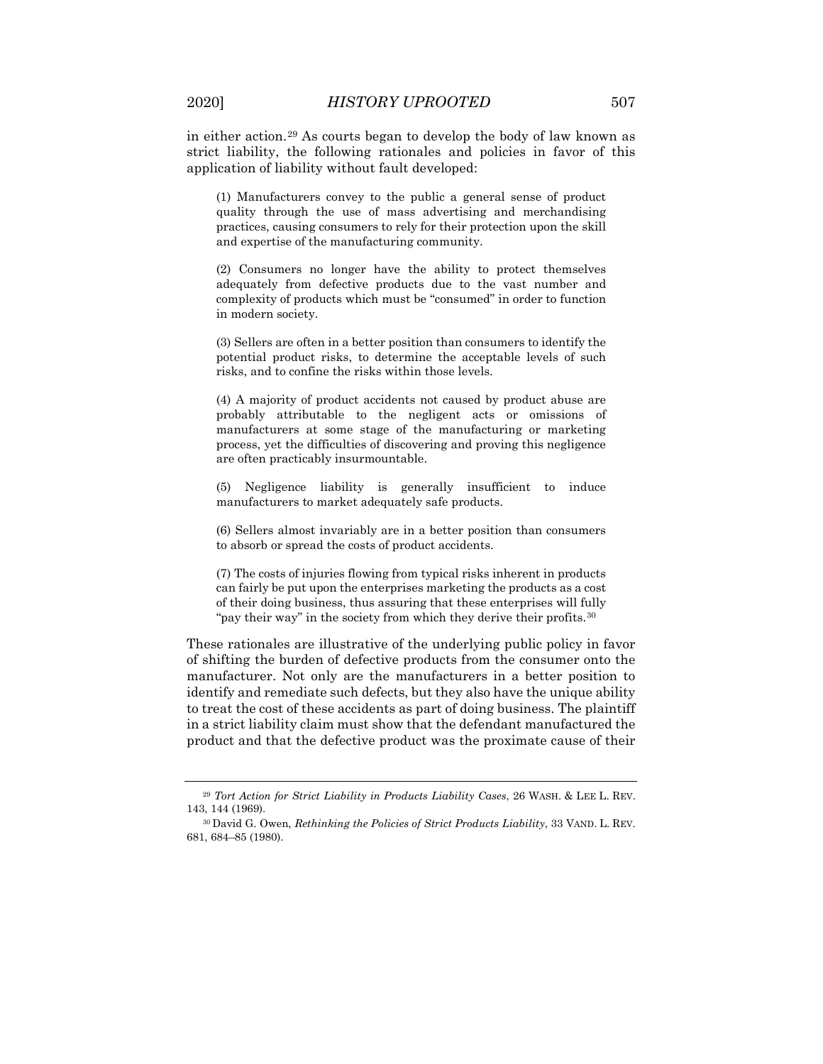in either action.[29] As courts began to develop the body of law known as strict liability, the following rationales and policies in favor of this application of liability without fault developed:

> (1) Manufacturers convey to the public a general sense of product quality through the use of mass advertising and merchandising practices, causing consumers to rely for their protection upon the skill and expertise of the manufacturing community.
>
> (2) Consumers no longer have the ability to protect themselves adequately from defective products due to the vast number and complexity of products which must be "consumed" in order to function in modern society.
>
> (3) Sellers are often in a better position than consumers to identify the potential product risks, to determine the acceptable levels of such risks, and to confine the risks within those levels.
>
> (4) A majority of product accidents not caused by product abuse are probably attributable to the negligent acts or omissions of manufacturers at some stage of the manufacturing or marketing process, yet the difficulties of discovering and proving this negligence are often practicably insurmountable.
>
> (5) Negligence liability is generally insufficient to induce manufacturers to market adequately safe products.
>
> (6) Sellers almost invariably are in a better position than consumers to absorb or spread the costs of product accidents.
>
> (7) The costs of injuries flowing from typical risks inherent in products can fairly be put upon the enterprises marketing the products as a cost of their doing business, thus assuring that these enterprises will fully "pay their way" in the society from which they derive their profits.[30]

These rationales are illustrative of the underlying public policy in favor of shifting the burden of defective products from the consumer onto the manufacturer. Not only are the manufacturers in a better position to identify and remediate such defects, but they also have the unique ability to treat the cost of these accidents as part of doing business. The plaintiff in a strict liability claim must show that the defendant manufactured the product and that the defective product was the proximate cause of their

---

[29] *Tort Action for Strict Liability in Products Liability Cases*, 26 WASH. & LEE L. REV. 143, 144 (1969).

[30] David G. Owen, *Rethinking the Policies of Strict Products Liability*, 33 VAND. L. REV. 681, 684–85 (1980).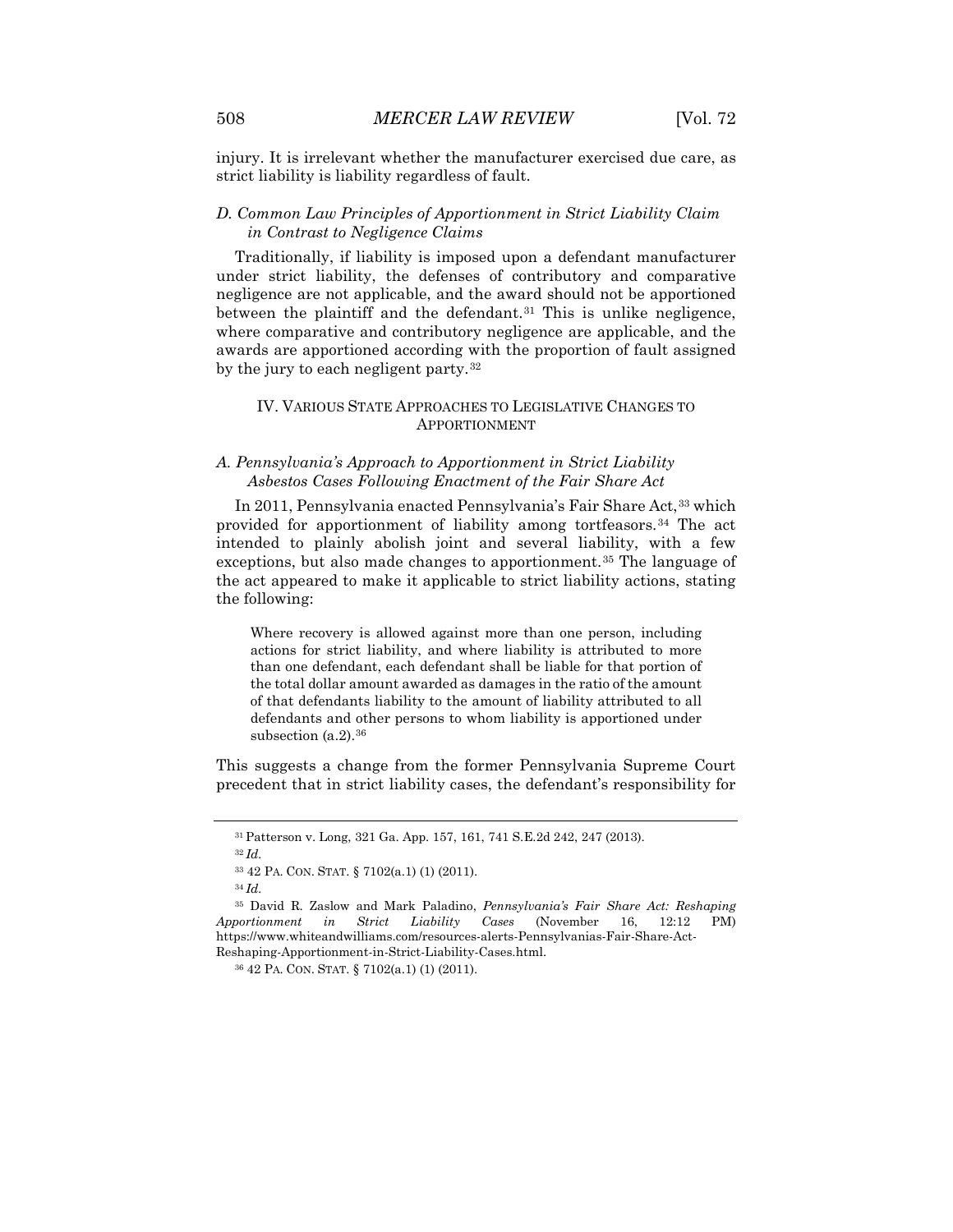injury. It is irrelevant whether the manufacturer exercised due care, as strict liability is liability regardless of fault.

### *D. Common Law Principles of Apportionment in Strict Liability Claim in Contrast to Negligence Claims*

Traditionally, if liability is imposed upon a defendant manufacturer under strict liability, the defenses of contributory and comparative negligence are not applicable, and the award should not be apportioned between the plaintiff and the defendant.[31] This is unlike negligence, where comparative and contributory negligence are applicable, and the awards are apportioned according with the proportion of fault assigned by the jury to each negligent party.[32]

## IV. VARIOUS STATE APPROACHES TO LEGISLATIVE CHANGES TO APPORTIONMENT

### *A. Pennsylvania's Approach to Apportionment in Strict Liability Asbestos Cases Following Enactment of the Fair Share Act*

In 2011, Pennsylvania enacted Pennsylvania's Fair Share Act,[33] which provided for apportionment of liability among tortfeasors.[34] The act intended to plainly abolish joint and several liability, with a few exceptions, but also made changes to apportionment.[35] The language of the act appeared to make it applicable to strict liability actions, stating the following:

> Where recovery is allowed against more than one person, including actions for strict liability, and where liability is attributed to more than one defendant, each defendant shall be liable for that portion of the total dollar amount awarded as damages in the ratio of the amount of that defendants liability to the amount of liability attributed to all defendants and other persons to whom liability is apportioned under subsection (a.2).[36]

This suggests a change from the former Pennsylvania Supreme Court precedent that in strict liability cases, the defendant's responsibility for

---

[31] Patterson v. Long, 321 Ga. App. 157, 161, 741 S.E.2d 242, 247 (2013).

[32] *Id.*

[33] 42 PA. CON. STAT. § 7102(a.1) (1) (2011).

[34] *Id.*

[35] David R. Zaslow and Mark Paladino, *Pennsylvania's Fair Share Act: Reshaping Apportionment in Strict Liability Cases* (November 16, 12:12 PM) https://www.whiteandwilliams.com/resources-alerts-Pennsylvanias-Fair-Share-Act-Reshaping-Apportionment-in-Strict-Liability-Cases.html.

[36] 42 PA. CON. STAT. § 7102(a.1) (1) (2011).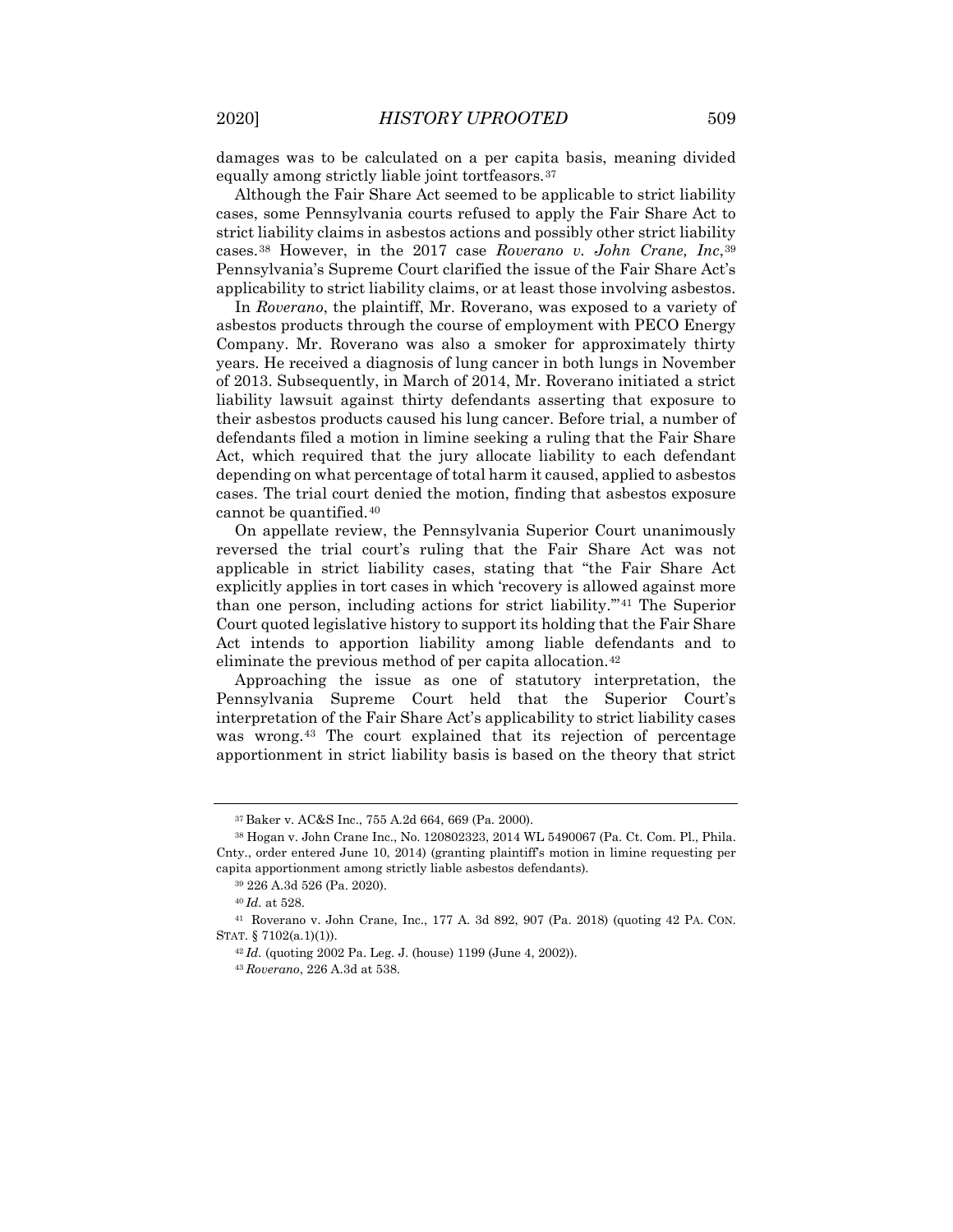damages was to be calculated on a per capita basis, meaning divided equally among strictly liable joint tortfeasors.[37]

Although the Fair Share Act seemed to be applicable to strict liability cases, some Pennsylvania courts refused to apply the Fair Share Act to strict liability claims in asbestos actions and possibly other strict liability cases.[38] However, in the 2017 case *Roverano v. John Crane, Inc*,[39] Pennsylvania's Supreme Court clarified the issue of the Fair Share Act's applicability to strict liability claims, or at least those involving asbestos.

In *Roverano*, the plaintiff, Mr. Roverano, was exposed to a variety of asbestos products through the course of employment with PECO Energy Company. Mr. Roverano was also a smoker for approximately thirty years. He received a diagnosis of lung cancer in both lungs in November of 2013. Subsequently, in March of 2014, Mr. Roverano initiated a strict liability lawsuit against thirty defendants asserting that exposure to their asbestos products caused his lung cancer. Before trial, a number of defendants filed a motion in limine seeking a ruling that the Fair Share Act, which required that the jury allocate liability to each defendant depending on what percentage of total harm it caused, applied to asbestos cases. The trial court denied the motion, finding that asbestos exposure cannot be quantified.[40]

On appellate review, the Pennsylvania Superior Court unanimously reversed the trial court's ruling that the Fair Share Act was not applicable in strict liability cases, stating that "the Fair Share Act explicitly applies in tort cases in which 'recovery is allowed against more than one person, including actions for strict liability.'"[41] The Superior Court quoted legislative history to support its holding that the Fair Share Act intends to apportion liability among liable defendants and to eliminate the previous method of per capita allocation.[42]

Approaching the issue as one of statutory interpretation, the Pennsylvania Supreme Court held that the Superior Court's interpretation of the Fair Share Act's applicability to strict liability cases was wrong.[43] The court explained that its rejection of percentage apportionment in strict liability basis is based on the theory that strict

---

[37] Baker v. AC&S Inc., 755 A.2d 664, 669 (Pa. 2000).

[38] Hogan v. John Crane Inc., No. 120802323, 2014 WL 5490067 (Pa. Ct. Com. Pl., Phila. Cnty., order entered June 10, 2014) (granting plaintiff's motion in limine requesting per capita apportionment among strictly liable asbestos defendants).

[39] 226 A.3d 526 (Pa. 2020).

[40] *Id.* at 528.

[41] Roverano v. John Crane, Inc., 177 A. 3d 892, 907 (Pa. 2018) (quoting 42 PA. CON. STAT. § 7102(a.1)(1)).

[42] *Id.* (quoting 2002 Pa. Leg. J. (house) 1199 (June 4, 2002)).

[43] *Roverano*, 226 A.3d at 538.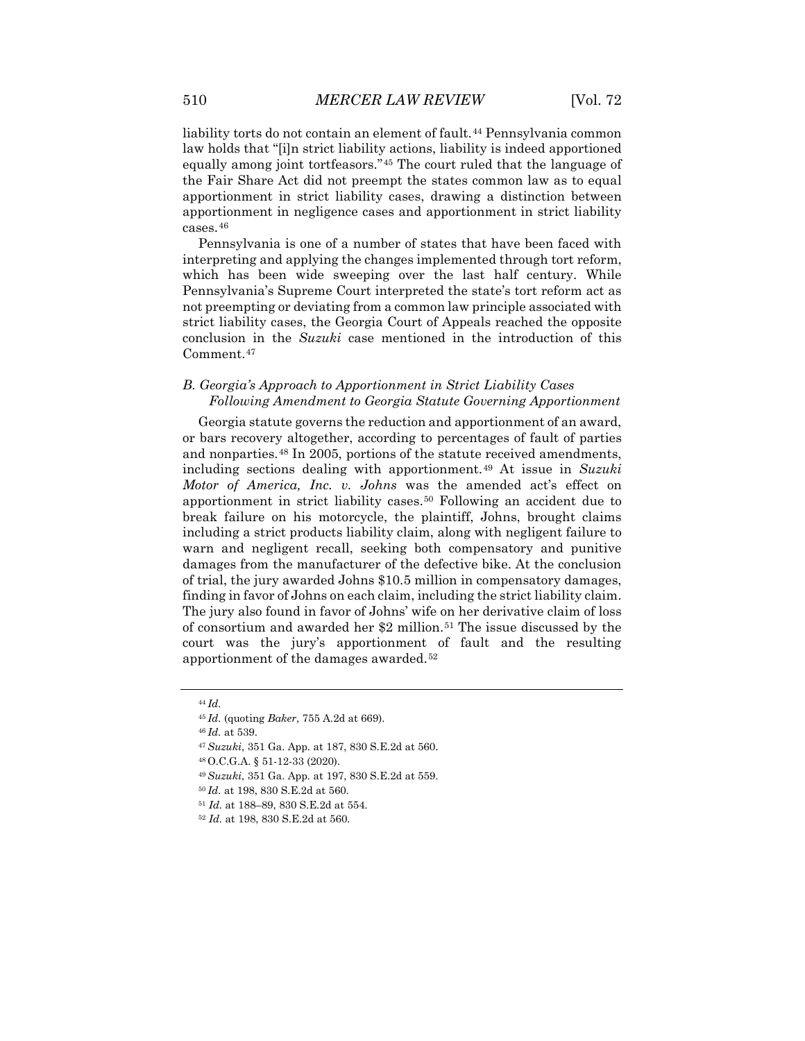liability torts do not contain an element of fault.[44] Pennsylvania common law holds that "[i]n strict liability actions, liability is indeed apportioned equally among joint tortfeasors."[45] The court ruled that the language of the Fair Share Act did not preempt the states common law as to equal apportionment in strict liability cases, drawing a distinction between apportionment in negligence cases and apportionment in strict liability cases.[46]

Pennsylvania is one of a number of states that have been faced with interpreting and applying the changes implemented through tort reform, which has been wide sweeping over the last half century. While Pennsylvania's Supreme Court interpreted the state's tort reform act as not preempting or deviating from a common law principle associated with strict liability cases, the Georgia Court of Appeals reached the opposite conclusion in the *Suzuki* case mentioned in the introduction of this Comment.[47]

### *B. Georgia's Approach to Apportionment in Strict Liability Cases Following Amendment to Georgia Statute Governing Apportionment*

Georgia statute governs the reduction and apportionment of an award, or bars recovery altogether, according to percentages of fault of parties and nonparties.[48] In 2005, portions of the statute received amendments, including sections dealing with apportionment.[49] At issue in *Suzuki Motor of America, Inc. v. Johns* was the amended act's effect on apportionment in strict liability cases.[50] Following an accident due to break failure on his motorcycle, the plaintiff, Johns, brought claims including a strict products liability claim, along with negligent failure to warn and negligent recall, seeking both compensatory and punitive damages from the manufacturer of the defective bike. At the conclusion of trial, the jury awarded Johns $10.5 million in compensatory damages, finding in favor of Johns on each claim, including the strict liability claim. The jury also found in favor of Johns' wife on her derivative claim of loss of consortium and awarded her $2 million.[51] The issue discussed by the court was the jury's apportionment of fault and the resulting apportionment of the damages awarded.[52]

---

[44] *Id.*

[45] *Id.* (quoting *Baker*, 755 A.2d at 669).

[46] *Id.* at 539.

[47] *Suzuki*, 351 Ga. App. at 187, 830 S.E.2d at 560.

[48] O.C.G.A. § 51-12-33 (2020).

[49] *Suzuki*, 351 Ga. App. at 197, 830 S.E.2d at 559.

[50] *Id.* at 198, 830 S.E.2d at 560.

[51] *Id.* at 188–89, 830 S.E.2d at 554.

[52] *Id.* at 198, 830 S.E.2d at 560.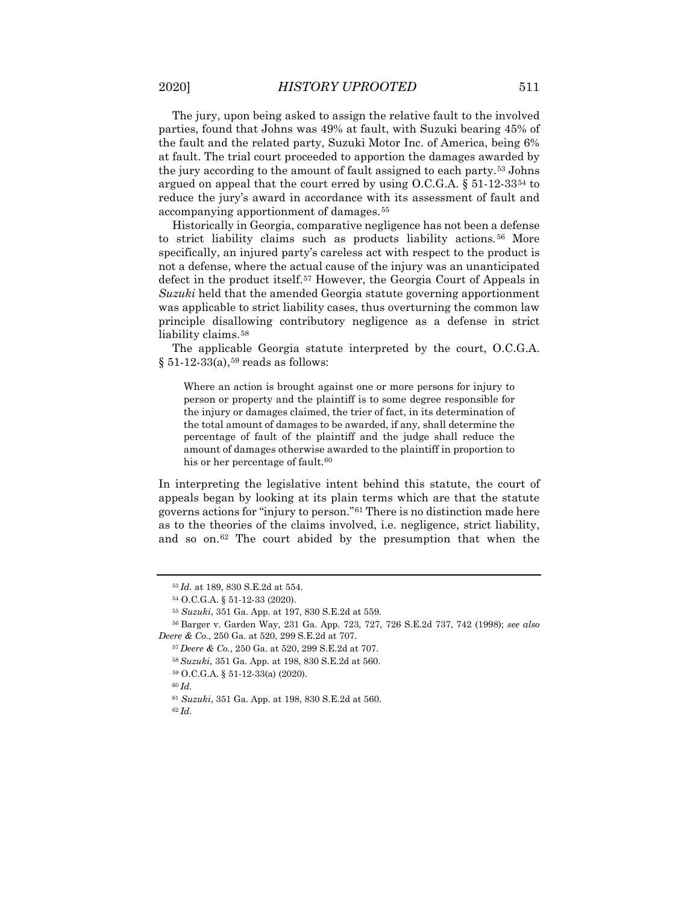The jury, upon being asked to assign the relative fault to the involved parties, found that Johns was 49% at fault, with Suzuki bearing 45% of the fault and the related party, Suzuki Motor Inc. of America, being 6% at fault. The trial court proceeded to apportion the damages awarded by the jury according to the amount of fault assigned to each party.[53] Johns argued on appeal that the court erred by using O.C.G.A. § 51-12-33[54] to reduce the jury's award in accordance with its assessment of fault and accompanying apportionment of damages.[55]

Historically in Georgia, comparative negligence has not been a defense to strict liability claims such as products liability actions.[56] More specifically, an injured party's careless act with respect to the product is not a defense, where the actual cause of the injury was an unanticipated defect in the product itself.[57] However, the Georgia Court of Appeals in *Suzuki* held that the amended Georgia statute governing apportionment was applicable to strict liability cases, thus overturning the common law principle disallowing contributory negligence as a defense in strict liability claims.[58]

The applicable Georgia statute interpreted by the court, O.C.G.A. § 51-12-33(a),[59] reads as follows:

> Where an action is brought against one or more persons for injury to person or property and the plaintiff is to some degree responsible for the injury or damages claimed, the trier of fact, in its determination of the total amount of damages to be awarded, if any, shall determine the percentage of fault of the plaintiff and the judge shall reduce the amount of damages otherwise awarded to the plaintiff in proportion to his or her percentage of fault.[60]

In interpreting the legislative intent behind this statute, the court of appeals began by looking at its plain terms which are that the statute governs actions for "injury to person."[61] There is no distinction made here as to the theories of the claims involved, i.e. negligence, strict liability, and so on.[62] The court abided by the presumption that when the

---

[53] *Id.* at 189, 830 S.E.2d at 554.

[54] O.C.G.A. § 51-12-33 (2020).

[55] *Suzuki*, 351 Ga. App. at 197, 830 S.E.2d at 559.

[56] Barger v. Garden Way, 231 Ga. App. 723, 727, 726 S.E.2d 737, 742 (1998); *see also Deere & Co.*, 250 Ga. at 520, 299 S.E.2d at 707.

[57] *Deere & Co.*, 250 Ga. at 520, 299 S.E.2d at 707.

[58] *Suzuki*, 351 Ga. App. at 198, 830 S.E.2d at 560.

[59] O.C.G.A. § 51-12-33(a) (2020).

[60] *Id.*

[61] *Suzuki*, 351 Ga. App. at 198, 830 S.E.2d at 560.

[62] *Id.*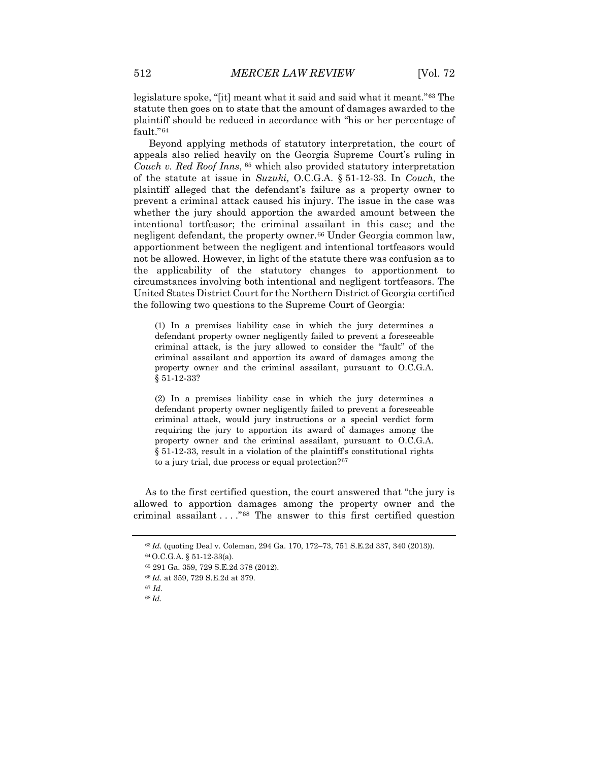legislature spoke, "[it] meant what it said and said what it meant."[63] The statute then goes on to state that the amount of damages awarded to the plaintiff should be reduced in accordance with "his or her percentage of fault."[64]

Beyond applying methods of statutory interpretation, the court of appeals also relied heavily on the Georgia Supreme Court's ruling in *Couch v. Red Roof Inns*, [65] which also provided statutory interpretation of the statute at issue in *Suzuki,* O.C.G.A. § 51-12-33. In *Couch*, the plaintiff alleged that the defendant's failure as a property owner to prevent a criminal attack caused his injury. The issue in the case was whether the jury should apportion the awarded amount between the intentional tortfeasor; the criminal assailant in this case; and the negligent defendant, the property owner.[66] Under Georgia common law, apportionment between the negligent and intentional tortfeasors would not be allowed. However, in light of the statute there was confusion as to the applicability of the statutory changes to apportionment to circumstances involving both intentional and negligent tortfeasors. The United States District Court for the Northern District of Georgia certified the following two questions to the Supreme Court of Georgia:

> (1) In a premises liability case in which the jury determines a defendant property owner negligently failed to prevent a foreseeable criminal attack, is the jury allowed to consider the "fault" of the criminal assailant and apportion its award of damages among the property owner and the criminal assailant, pursuant to O.C.G.A. § 51-12-33?
>
> (2) In a premises liability case in which the jury determines a defendant property owner negligently failed to prevent a foreseeable criminal attack, would jury instructions or a special verdict form requiring the jury to apportion its award of damages among the property owner and the criminal assailant, pursuant to O.C.G.A. § 51-12-33, result in a violation of the plaintiff's constitutional rights to a jury trial, due process or equal protection?[67]

As to the first certified question, the court answered that "the jury is allowed to apportion damages among the property owner and the criminal assailant . . . ."[68] The answer to this first certified question

---

[63] *Id.* (quoting Deal v. Coleman, 294 Ga. 170, 172–73, 751 S.E.2d 337, 340 (2013)).

[64] O.C.G.A. § 51-12-33(a).

[65] 291 Ga. 359, 729 S.E.2d 378 (2012).

[66] *Id.* at 359, 729 S.E.2d at 379.

[67] *Id.*

[68] *Id.*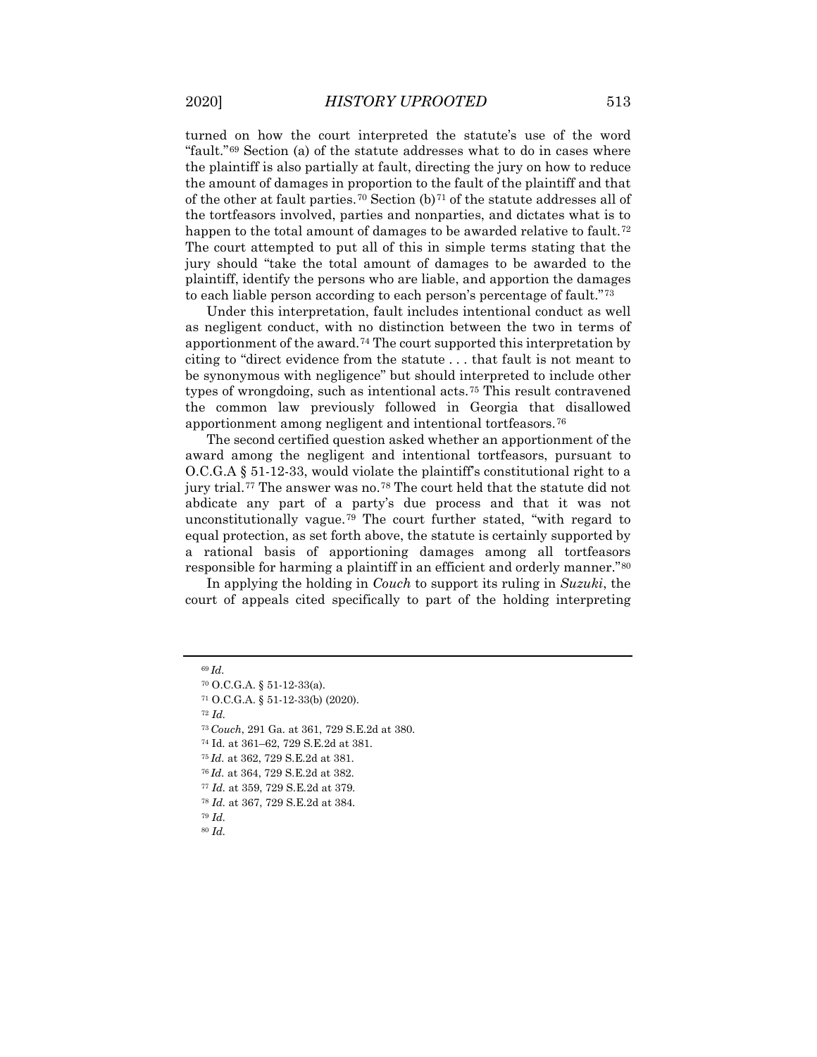turned on how the court interpreted the statute's use of the word "fault."[69] Section (a) of the statute addresses what to do in cases where the plaintiff is also partially at fault, directing the jury on how to reduce the amount of damages in proportion to the fault of the plaintiff and that of the other at fault parties.[70] Section (b)[71] of the statute addresses all of the tortfeasors involved, parties and nonparties, and dictates what is to happen to the total amount of damages to be awarded relative to fault.[72] The court attempted to put all of this in simple terms stating that the jury should "take the total amount of damages to be awarded to the plaintiff, identify the persons who are liable, and apportion the damages to each liable person according to each person's percentage of fault."[73]

Under this interpretation, fault includes intentional conduct as well as negligent conduct, with no distinction between the two in terms of apportionment of the award.[74] The court supported this interpretation by citing to "direct evidence from the statute . . . that fault is not meant to be synonymous with negligence" but should interpreted to include other types of wrongdoing, such as intentional acts.[75] This result contravened the common law previously followed in Georgia that disallowed apportionment among negligent and intentional tortfeasors.[76]

The second certified question asked whether an apportionment of the award among the negligent and intentional tortfeasors, pursuant to O.C.G.A § 51-12-33, would violate the plaintiff's constitutional right to a jury trial.[77] The answer was no.[78] The court held that the statute did not abdicate any part of a party's due process and that it was not unconstitutionally vague.[79] The court further stated, "with regard to equal protection, as set forth above, the statute is certainly supported by a rational basis of apportioning damages among all tortfeasors responsible for harming a plaintiff in an efficient and orderly manner."[80]

In applying the holding in *Couch* to support its ruling in *Suzuki*, the court of appeals cited specifically to part of the holding interpreting

---

[69] *Id.*

[70] O.C.G.A. § 51-12-33(a).

[71] O.C.G.A. § 51-12-33(b) (2020).

[72] *Id.*

[73] *Couch*, 291 Ga. at 361, 729 S.E.2d at 380.

[74] Id. at 361–62, 729 S.E.2d at 381.

[75] *Id.* at 362, 729 S.E.2d at 381.

[76] *Id.* at 364, 729 S.E.2d at 382.

[77] *Id.* at 359, 729 S.E.2d at 379.

[78] *Id.* at 367, 729 S.E.2d at 384.

[79] *Id.*

[80] *Id.*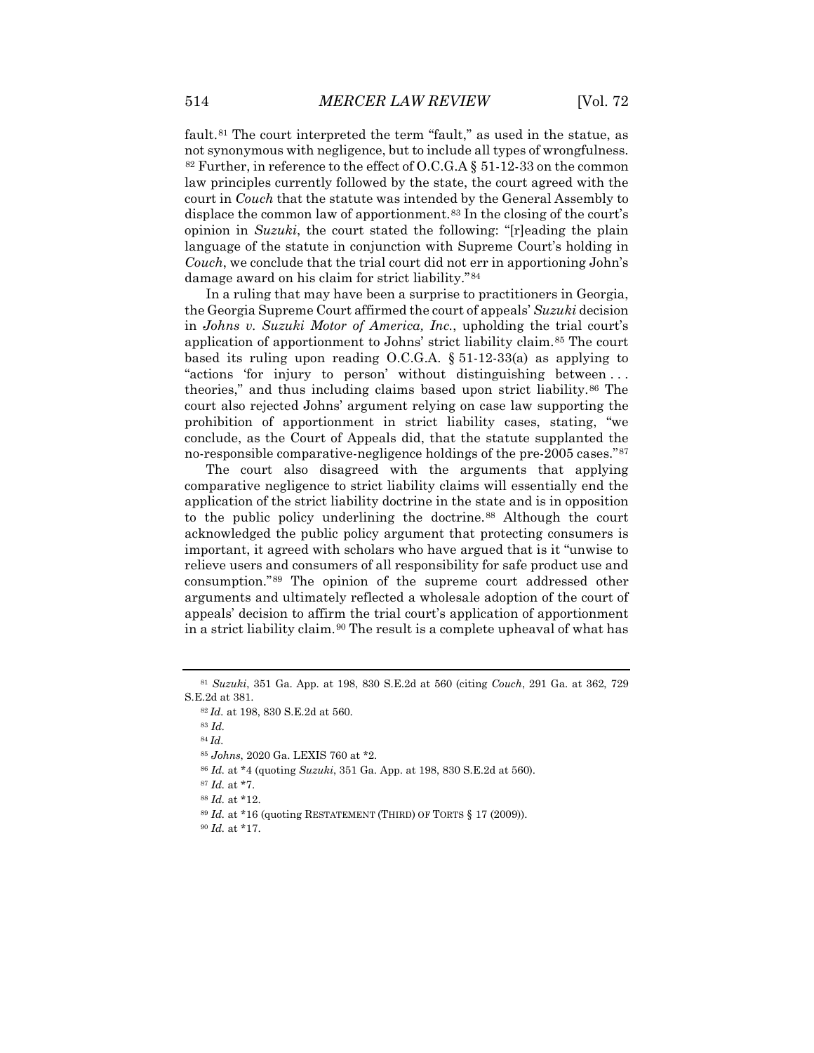fault.[81] The court interpreted the term "fault," as used in the statue, as not synonymous with negligence, but to include all types of wrongfulness. [82] Further, in reference to the effect of O.C.G.A § 51-12-33 on the common law principles currently followed by the state, the court agreed with the court in *Couch* that the statute was intended by the General Assembly to displace the common law of apportionment.[83] In the closing of the court's opinion in *Suzuki*, the court stated the following: "[r]eading the plain language of the statute in conjunction with Supreme Court's holding in *Couch*, we conclude that the trial court did not err in apportioning John's damage award on his claim for strict liability."[84]

In a ruling that may have been a surprise to practitioners in Georgia, the Georgia Supreme Court affirmed the court of appeals' *Suzuki* decision in *Johns v. Suzuki Motor of America, Inc.*, upholding the trial court's application of apportionment to Johns' strict liability claim.[85] The court based its ruling upon reading O.C.G.A. § 51-12-33(a) as applying to "actions 'for injury to person' without distinguishing between . . . theories," and thus including claims based upon strict liability.[86] The court also rejected Johns' argument relying on case law supporting the prohibition of apportionment in strict liability cases, stating, "we conclude, as the Court of Appeals did, that the statute supplanted the no-responsible comparative-negligence holdings of the pre-2005 cases."[87]

The court also disagreed with the arguments that applying comparative negligence to strict liability claims will essentially end the application of the strict liability doctrine in the state and is in opposition to the public policy underlining the doctrine.[88] Although the court acknowledged the public policy argument that protecting consumers is important, it agreed with scholars who have argued that is it "unwise to relieve users and consumers of all responsibility for safe product use and consumption."[89] The opinion of the supreme court addressed other arguments and ultimately reflected a wholesale adoption of the court of appeals' decision to affirm the trial court's application of apportionment in a strict liability claim.[90] The result is a complete upheaval of what has

---

[81] *Suzuki*, 351 Ga. App. at 198, 830 S.E.2d at 560 (citing *Couch*, 291 Ga. at 362, 729 S.E.2d at 381.

[82] *Id.* at 198, 830 S.E.2d at 560.

[83] *Id.*

[84] *Id.*

[85] *Johns*, 2020 Ga. LEXIS 760 at *2.

[86] *Id.* at *4 (quoting *Suzuki*, 351 Ga. App. at 198, 830 S.E.2d at 560).

[87] *Id.* at *7.

[88] *Id.* at *12.

[89] *Id.* at *16 (quoting RESTATEMENT (THIRD) OF TORTS § 17 (2009)).

[90] *Id.* at *17.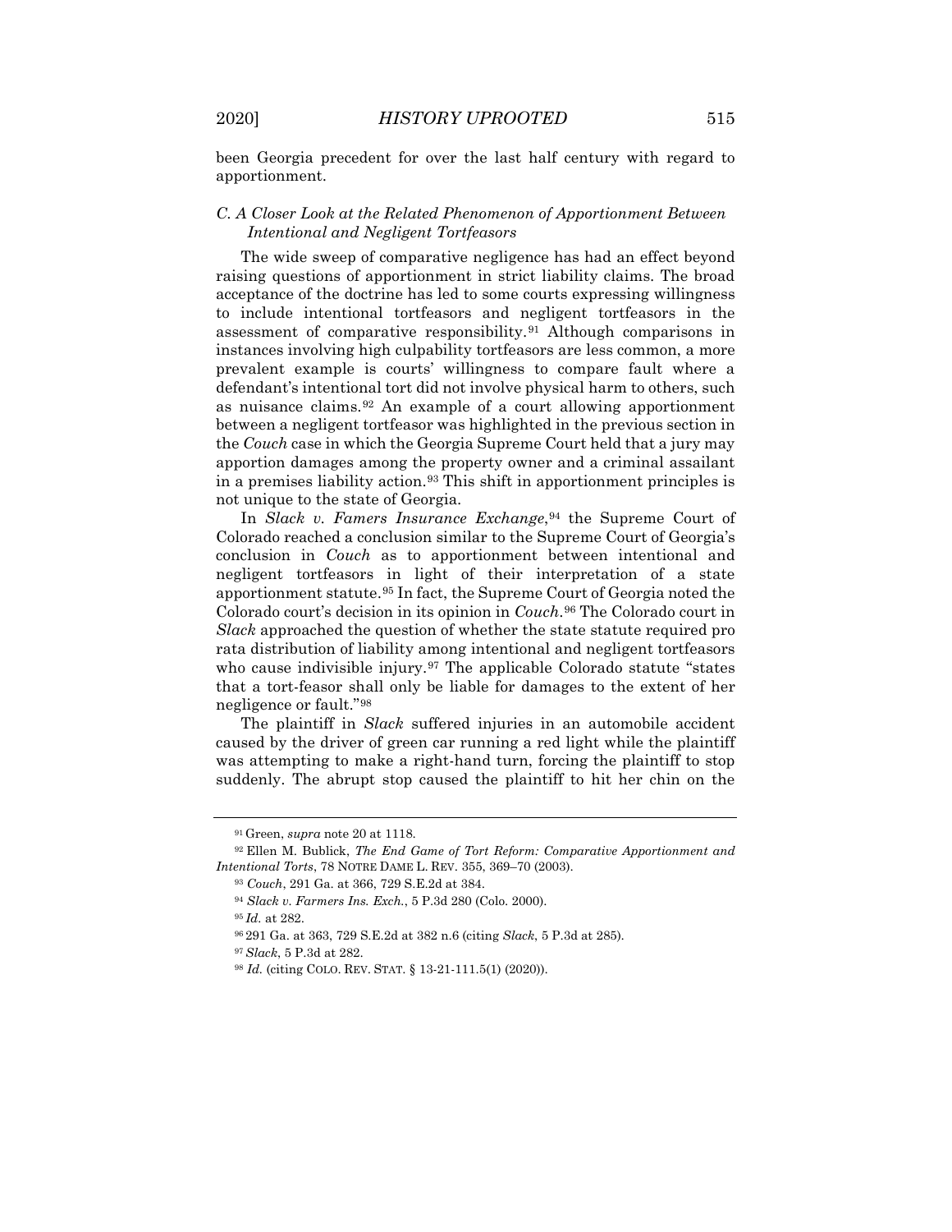been Georgia precedent for over the last half century with regard to apportionment.

### *C. A Closer Look at the Related Phenomenon of Apportionment Between Intentional and Negligent Tortfeasors*

The wide sweep of comparative negligence has had an effect beyond raising questions of apportionment in strict liability claims. The broad acceptance of the doctrine has led to some courts expressing willingness to include intentional tortfeasors and negligent tortfeasors in the assessment of comparative responsibility.[91] Although comparisons in instances involving high culpability tortfeasors are less common, a more prevalent example is courts' willingness to compare fault where a defendant's intentional tort did not involve physical harm to others, such as nuisance claims.[92] An example of a court allowing apportionment between a negligent tortfeasor was highlighted in the previous section in the *Couch* case in which the Georgia Supreme Court held that a jury may apportion damages among the property owner and a criminal assailant in a premises liability action.[93] This shift in apportionment principles is not unique to the state of Georgia.

In *Slack v. Famers Insurance Exchange*,[94] the Supreme Court of Colorado reached a conclusion similar to the Supreme Court of Georgia's conclusion in *Couch* as to apportionment between intentional and negligent tortfeasors in light of their interpretation of a state apportionment statute.[95] In fact, the Supreme Court of Georgia noted the Colorado court's decision in its opinion in *Couch*.[96] The Colorado court in *Slack* approached the question of whether the state statute required pro rata distribution of liability among intentional and negligent tortfeasors who cause indivisible injury.[97] The applicable Colorado statute "states that a tort-feasor shall only be liable for damages to the extent of her negligence or fault."[98]

The plaintiff in *Slack* suffered injuries in an automobile accident caused by the driver of green car running a red light while the plaintiff was attempting to make a right-hand turn, forcing the plaintiff to stop suddenly. The abrupt stop caused the plaintiff to hit her chin on the

---

[91] Green, *supra* note 20 at 1118.

[92] Ellen M. Bublick, *The End Game of Tort Reform: Comparative Apportionment and Intentional Torts*, 78 NOTRE DAME L. REV. 355, 369–70 (2003).

[93] *Couch*, 291 Ga. at 366, 729 S.E.2d at 384.

[94] *Slack v. Farmers Ins. Exch.*, 5 P.3d 280 (Colo. 2000).

[95] *Id.* at 282.

[96] 291 Ga. at 363, 729 S.E.2d at 382 n.6 (citing *Slack*, 5 P.3d at 285).

[97] *Slack*, 5 P.3d at 282.

[98] *Id.* (citing COLO. REV. STAT. § 13-21-111.5(1) (2020)).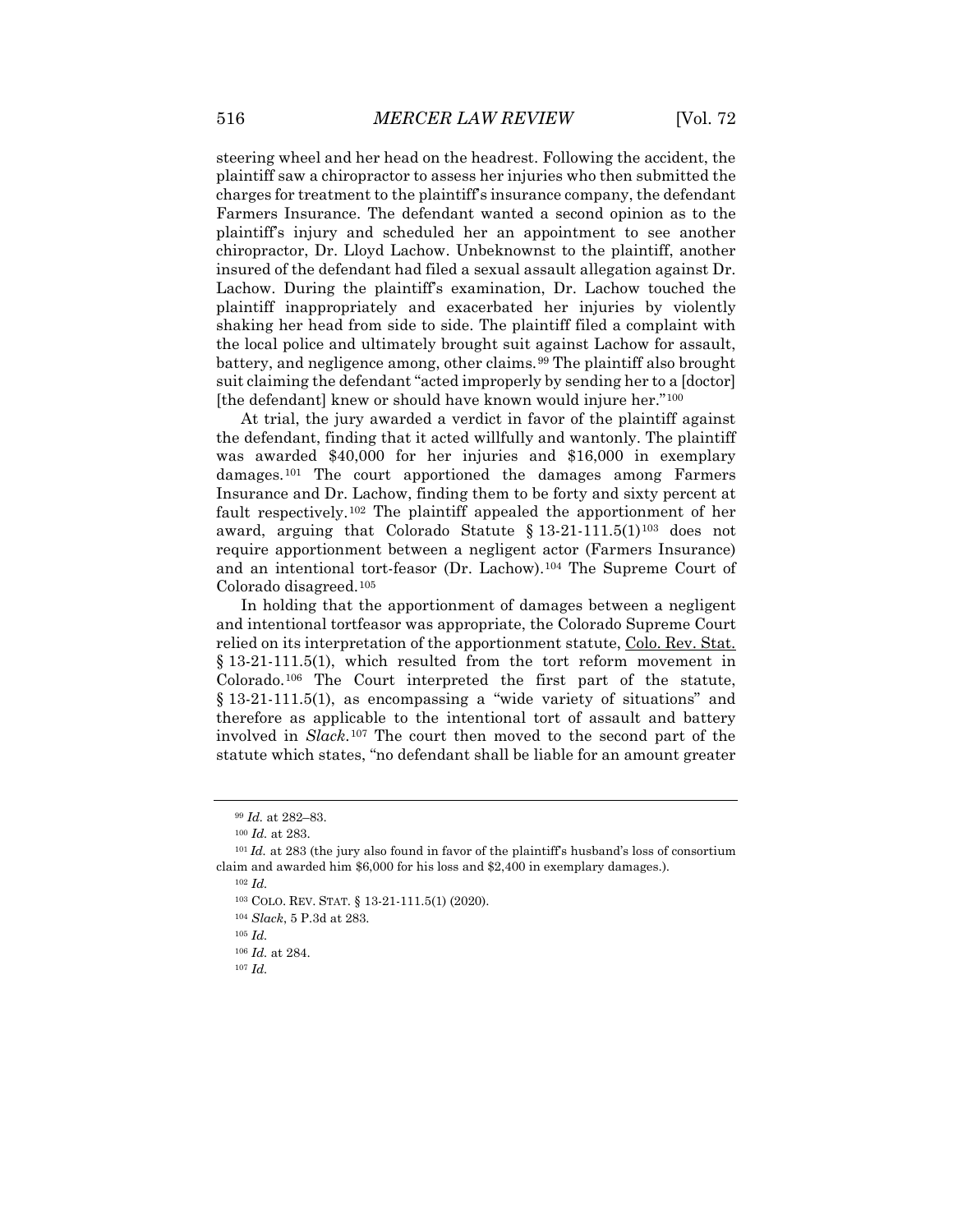steering wheel and her head on the headrest. Following the accident, the plaintiff saw a chiropractor to assess her injuries who then submitted the charges for treatment to the plaintiff's insurance company, the defendant Farmers Insurance. The defendant wanted a second opinion as to the plaintiff's injury and scheduled her an appointment to see another chiropractor, Dr. Lloyd Lachow. Unbeknownst to the plaintiff, another insured of the defendant had filed a sexual assault allegation against Dr. Lachow. During the plaintiff's examination, Dr. Lachow touched the plaintiff inappropriately and exacerbated her injuries by violently shaking her head from side to side. The plaintiff filed a complaint with the local police and ultimately brought suit against Lachow for assault, battery, and negligence among, other claims.[99] The plaintiff also brought suit claiming the defendant "acted improperly by sending her to a [doctor] [the defendant] knew or should have known would injure her."[100]

At trial, the jury awarded a verdict in favor of the plaintiff against the defendant, finding that it acted willfully and wantonly. The plaintiff was awarded $40,000 for her injuries and $16,000 in exemplary damages.[101] The court apportioned the damages among Farmers Insurance and Dr. Lachow, finding them to be forty and sixty percent at fault respectively.[102] The plaintiff appealed the apportionment of her award, arguing that Colorado Statute § 13-21-111.5(1)[103] does not require apportionment between a negligent actor (Farmers Insurance) and an intentional tort-feasor (Dr. Lachow).[104] The Supreme Court of Colorado disagreed.[105]

In holding that the apportionment of damages between a negligent and intentional tortfeasor was appropriate, the Colorado Supreme Court relied on its interpretation of the apportionment statute, Colo. Rev. Stat. § 13-21-111.5(1), which resulted from the tort reform movement in Colorado.[106] The Court interpreted the first part of the statute, § 13-21-111.5(1), as encompassing a "wide variety of situations" and therefore as applicable to the intentional tort of assault and battery involved in *Slack*.[107] The court then moved to the second part of the statute which states, "no defendant shall be liable for an amount greater

---

[99] *Id.* at 282–83.

[100] *Id.* at 283.

[101] *Id.* at 283 (the jury also found in favor of the plaintiff's husband's loss of consortium claim and awarded him $6,000 for his loss and $2,400 in exemplary damages.).

[102] *Id.*

[103] COLO. REV. STAT. § 13-21-111.5(1) (2020).

[104] *Slack*, 5 P.3d at 283.

[105] *Id.*

[106] *Id.* at 284.

[107] *Id.*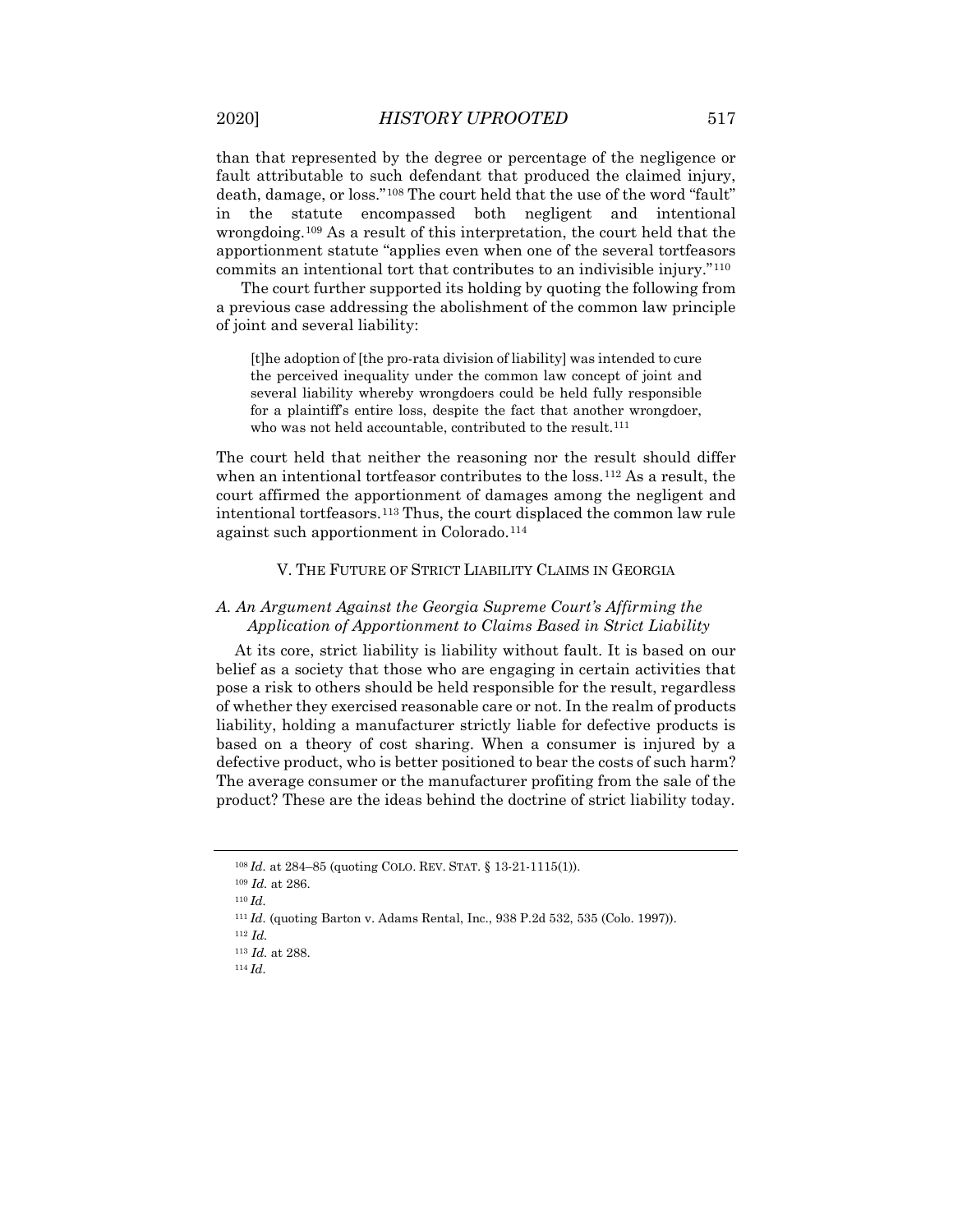than that represented by the degree or percentage of the negligence or fault attributable to such defendant that produced the claimed injury, death, damage, or loss."[108] The court held that the use of the word "fault" in the statute encompassed both negligent and intentional wrongdoing.[109] As a result of this interpretation, the court held that the apportionment statute "applies even when one of the several tortfeasors commits an intentional tort that contributes to an indivisible injury."[110]

The court further supported its holding by quoting the following from a previous case addressing the abolishment of the common law principle of joint and several liability:

> [t]he adoption of [the pro-rata division of liability] was intended to cure the perceived inequality under the common law concept of joint and several liability whereby wrongdoers could be held fully responsible for a plaintiff's entire loss, despite the fact that another wrongdoer, who was not held accountable, contributed to the result.[111]

The court held that neither the reasoning nor the result should differ when an intentional tortfeasor contributes to the loss.[112] As a result, the court affirmed the apportionment of damages among the negligent and intentional tortfeasors.[113] Thus, the court displaced the common law rule against such apportionment in Colorado.[114]

## V. THE FUTURE OF STRICT LIABILITY CLAIMS IN GEORGIA

### A. *An Argument Against the Georgia Supreme Court's Affirming the Application of Apportionment to Claims Based in Strict Liability*

At its core, strict liability is liability without fault. It is based on our belief as a society that those who are engaging in certain activities that pose a risk to others should be held responsible for the result, regardless of whether they exercised reasonable care or not. In the realm of products liability, holding a manufacturer strictly liable for defective products is based on a theory of cost sharing. When a consumer is injured by a defective product, who is better positioned to bear the costs of such harm? The average consumer or the manufacturer profiting from the sale of the product? These are the ideas behind the doctrine of strict liability today.

---

[108] *Id.* at 284–85 (quoting COLO. REV. STAT. § 13-21-1115(1)).

[109] *Id.* at 286.

[110] *Id.*

[111] *Id.* (quoting Barton v. Adams Rental, Inc., 938 P.2d 532, 535 (Colo. 1997)).

[112] *Id.*

[113] *Id.* at 288.

[114] *Id.*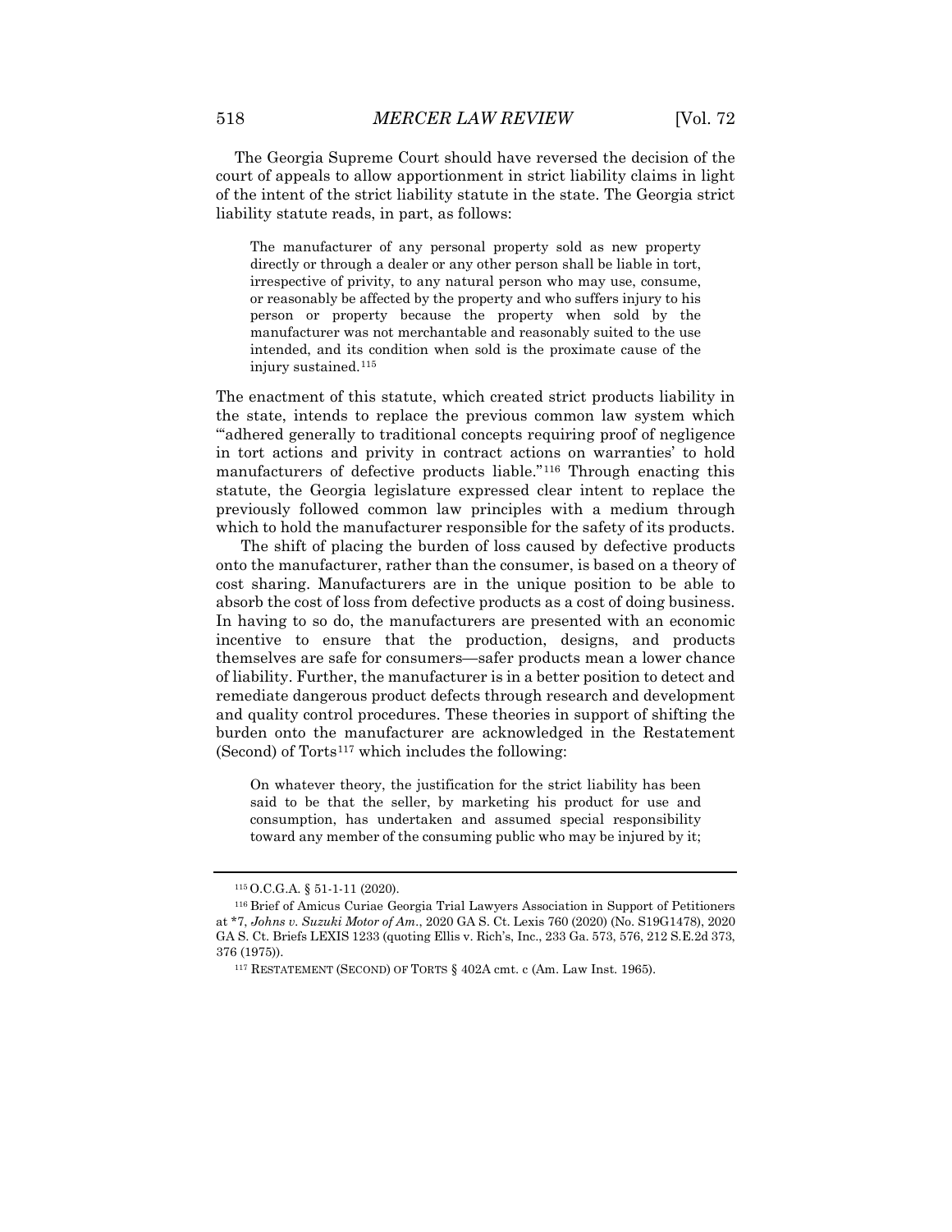The Georgia Supreme Court should have reversed the decision of the court of appeals to allow apportionment in strict liability claims in light of the intent of the strict liability statute in the state. The Georgia strict liability statute reads, in part, as follows:

> The manufacturer of any personal property sold as new property directly or through a dealer or any other person shall be liable in tort, irrespective of privity, to any natural person who may use, consume, or reasonably be affected by the property and who suffers injury to his person or property because the property when sold by the manufacturer was not merchantable and reasonably suited to the use intended, and its condition when sold is the proximate cause of the injury sustained.[115]

The enactment of this statute, which created strict products liability in the state, intends to replace the previous common law system which "'adhered generally to traditional concepts requiring proof of negligence in tort actions and privity in contract actions on warranties' to hold manufacturers of defective products liable."[116] Through enacting this statute, the Georgia legislature expressed clear intent to replace the previously followed common law principles with a medium through which to hold the manufacturer responsible for the safety of its products.

The shift of placing the burden of loss caused by defective products onto the manufacturer, rather than the consumer, is based on a theory of cost sharing. Manufacturers are in the unique position to be able to absorb the cost of loss from defective products as a cost of doing business. In having to so do, the manufacturers are presented with an economic incentive to ensure that the production, designs, and products themselves are safe for consumers—safer products mean a lower chance of liability. Further, the manufacturer is in a better position to detect and remediate dangerous product defects through research and development and quality control procedures. These theories in support of shifting the burden onto the manufacturer are acknowledged in the Restatement (Second) of Torts[117] which includes the following:

> On whatever theory, the justification for the strict liability has been said to be that the seller, by marketing his product for use and consumption, has undertaken and assumed special responsibility toward any member of the consuming public who may be injured by it;

---

[115] O.C.G.A. § 51-1-11 (2020).

[116] Brief of Amicus Curiae Georgia Trial Lawyers Association in Support of Petitioners at *7, *Johns v. Suzuki Motor of Am.*, 2020 GA S. Ct. Lexis 760 (2020) (No. S19G1478), 2020 GA S. Ct. Briefs LEXIS 1233 (quoting Ellis v. Rich's, Inc., 233 Ga. 573, 576, 212 S.E.2d 373, 376 (1975)).

[117] RESTATEMENT (SECOND) OF TORTS § 402A cmt. c (Am. Law Inst. 1965).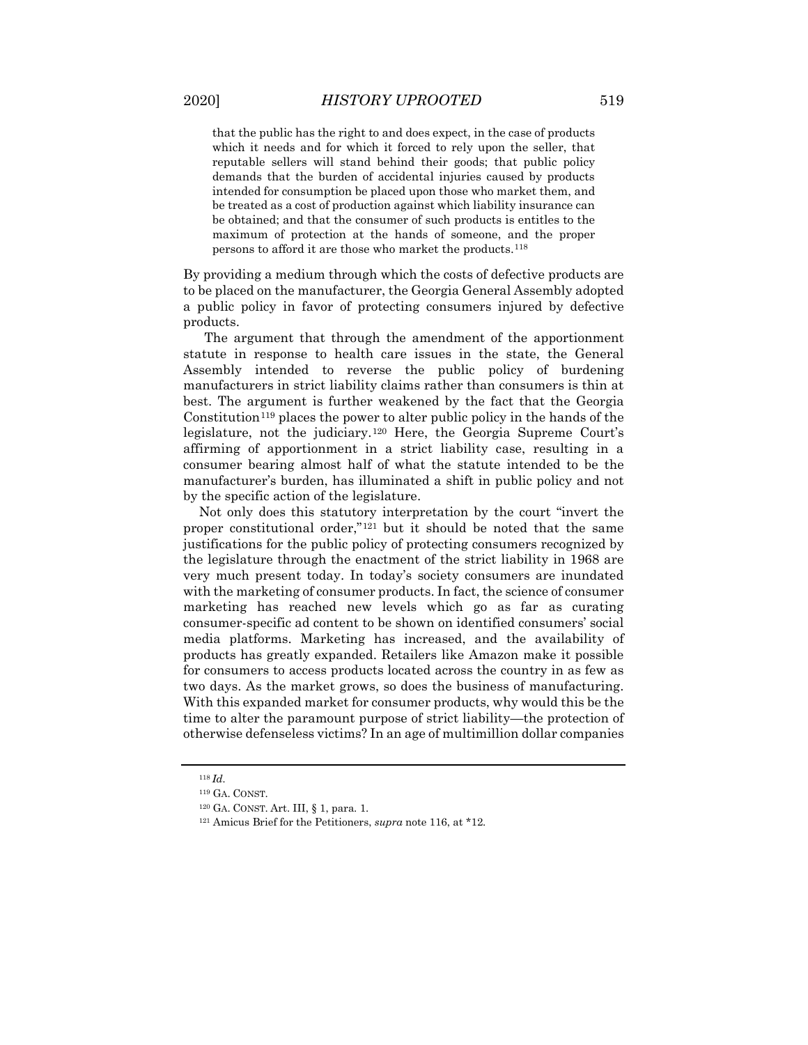> that the public has the right to and does expect, in the case of products which it needs and for which it forced to rely upon the seller, that reputable sellers will stand behind their goods; that public policy demands that the burden of accidental injuries caused by products intended for consumption be placed upon those who market them, and be treated as a cost of production against which liability insurance can be obtained; and that the consumer of such products is entitles to the maximum of protection at the hands of someone, and the proper persons to afford it are those who market the products.[118]

By providing a medium through which the costs of defective products are to be placed on the manufacturer, the Georgia General Assembly adopted a public policy in favor of protecting consumers injured by defective products.

The argument that through the amendment of the apportionment statute in response to health care issues in the state, the General Assembly intended to reverse the public policy of burdening manufacturers in strict liability claims rather than consumers is thin at best. The argument is further weakened by the fact that the Georgia Constitution[119] places the power to alter public policy in the hands of the legislature, not the judiciary.[120] Here, the Georgia Supreme Court's affirming of apportionment in a strict liability case, resulting in a consumer bearing almost half of what the statute intended to be the manufacturer's burden, has illuminated a shift in public policy and not by the specific action of the legislature.

Not only does this statutory interpretation by the court "invert the proper constitutional order,"[121] but it should be noted that the same justifications for the public policy of protecting consumers recognized by the legislature through the enactment of the strict liability in 1968 are very much present today. In today's society consumers are inundated with the marketing of consumer products. In fact, the science of consumer marketing has reached new levels which go as far as curating consumer-specific ad content to be shown on identified consumers' social media platforms. Marketing has increased, and the availability of products has greatly expanded. Retailers like Amazon make it possible for consumers to access products located across the country in as few as two days. As the market grows, so does the business of manufacturing. With this expanded market for consumer products, why would this be the time to alter the paramount purpose of strict liability—the protection of otherwise defenseless victims? In an age of multimillion dollar companies

---

[118] *Id.*

[119] GA. CONST.

[120] GA. CONST. Art. III, § 1, para. 1.

[121] Amicus Brief for the Petitioners, *supra* note 116, at *12.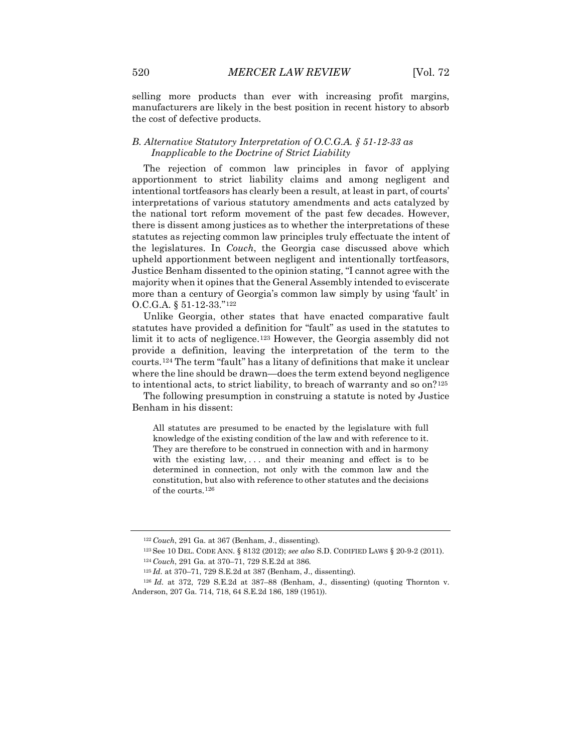selling more products than ever with increasing profit margins, manufacturers are likely in the best position in recent history to absorb the cost of defective products.

### *B. Alternative Statutory Interpretation of O.C.G.A. § 51-12-33 as Inapplicable to the Doctrine of Strict Liability*

The rejection of common law principles in favor of applying apportionment to strict liability claims and among negligent and intentional tortfeasors has clearly been a result, at least in part, of courts' interpretations of various statutory amendments and acts catalyzed by the national tort reform movement of the past few decades. However, there is dissent among justices as to whether the interpretations of these statutes as rejecting common law principles truly effectuate the intent of the legislatures. In *Couch*, the Georgia case discussed above which upheld apportionment between negligent and intentionally tortfeasors, Justice Benham dissented to the opinion stating, "I cannot agree with the majority when it opines that the General Assembly intended to eviscerate more than a century of Georgia's common law simply by using 'fault' in O.C.G.A. § 51-12-33."[122]

Unlike Georgia, other states that have enacted comparative fault statutes have provided a definition for "fault" as used in the statutes to limit it to acts of negligence.[123] However, the Georgia assembly did not provide a definition, leaving the interpretation of the term to the courts.[124] The term "fault" has a litany of definitions that make it unclear where the line should be drawn—does the term extend beyond negligence to intentional acts, to strict liability, to breach of warranty and so on?[125]

The following presumption in construing a statute is noted by Justice Benham in his dissent:

> All statutes are presumed to be enacted by the legislature with full knowledge of the existing condition of the law and with reference to it. They are therefore to be construed in connection with and in harmony with the existing law, . . . and their meaning and effect is to be determined in connection, not only with the common law and the constitution, but also with reference to other statutes and the decisions of the courts.[126]

---

[122] *Couch*, 291 Ga. at 367 (Benham, J., dissenting).

[123] See 10 DEL. CODE ANN. § 8132 (2012); *see also* S.D. CODIFIED LAWS § 20-9-2 (2011).

[124] *Couch*, 291 Ga. at 370–71, 729 S.E.2d at 386.

[125] *Id.* at 370–71, 729 S.E.2d at 387 (Benham, J., dissenting).

[126] *Id.* at 372, 729 S.E.2d at 387–88 (Benham, J., dissenting) (quoting Thornton v. Anderson, 207 Ga. 714, 718, 64 S.E.2d 186, 189 (1951)).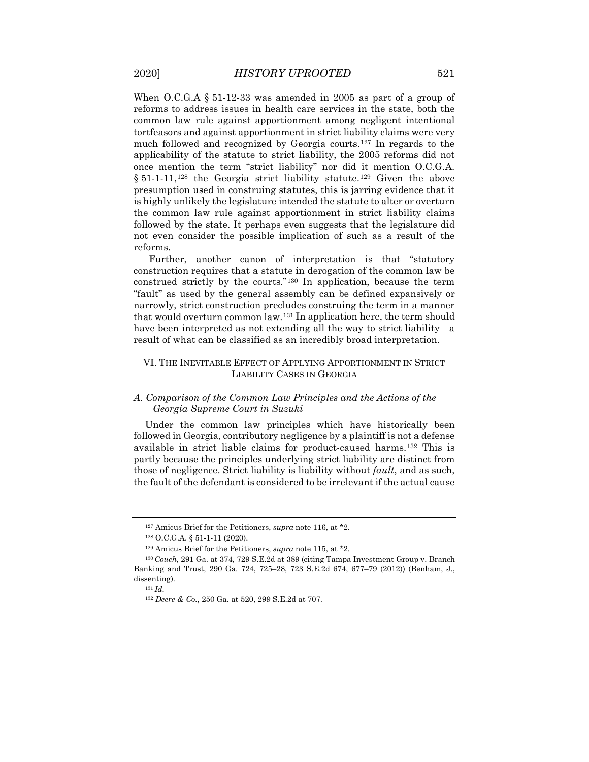When O.C.G.A § 51-12-33 was amended in 2005 as part of a group of reforms to address issues in health care services in the state, both the common law rule against apportionment among negligent intentional tortfeasors and against apportionment in strict liability claims were very much followed and recognized by Georgia courts.[127] In regards to the applicability of the statute to strict liability, the 2005 reforms did not once mention the term "strict liability" nor did it mention O.C.G.A. § 51-1-11,[128] the Georgia strict liability statute.[129] Given the above presumption used in construing statutes, this is jarring evidence that it is highly unlikely the legislature intended the statute to alter or overturn the common law rule against apportionment in strict liability claims followed by the state. It perhaps even suggests that the legislature did not even consider the possible implication of such as a result of the reforms.

Further, another canon of interpretation is that "statutory construction requires that a statute in derogation of the common law be construed strictly by the courts."[130] In application, because the term "fault" as used by the general assembly can be defined expansively or narrowly, strict construction precludes construing the term in a manner that would overturn common law.[131] In application here, the term should have been interpreted as not extending all the way to strict liability—a result of what can be classified as an incredibly broad interpretation.

## VI. The Inevitable Effect of Applying Apportionment in Strict Liability Cases in Georgia

### *A. Comparison of the Common Law Principles and the Actions of the Georgia Supreme Court in Suzuki*

Under the common law principles which have historically been followed in Georgia, contributory negligence by a plaintiff is not a defense available in strict liable claims for product-caused harms.[132] This is partly because the principles underlying strict liability are distinct from those of negligence. Strict liability is liability without *fault*, and as such, the fault of the defendant is considered to be irrelevant if the actual cause

---

[127] Amicus Brief for the Petitioners, *supra* note 116, at *2.

[128] O.C.G.A. § 51-1-11 (2020).

[129] Amicus Brief for the Petitioners, *supra* note 115, at *2.

[130] *Couch*, 291 Ga. at 374, 729 S.E.2d at 389 (citing Tampa Investment Group v. Branch Banking and Trust, 290 Ga. 724, 725–28, 723 S.E.2d 674, 677–79 (2012)) (Benham, J., dissenting).

[131] *Id*.

[132] *Deere & Co.*, 250 Ga. at 520, 299 S.E.2d at 707.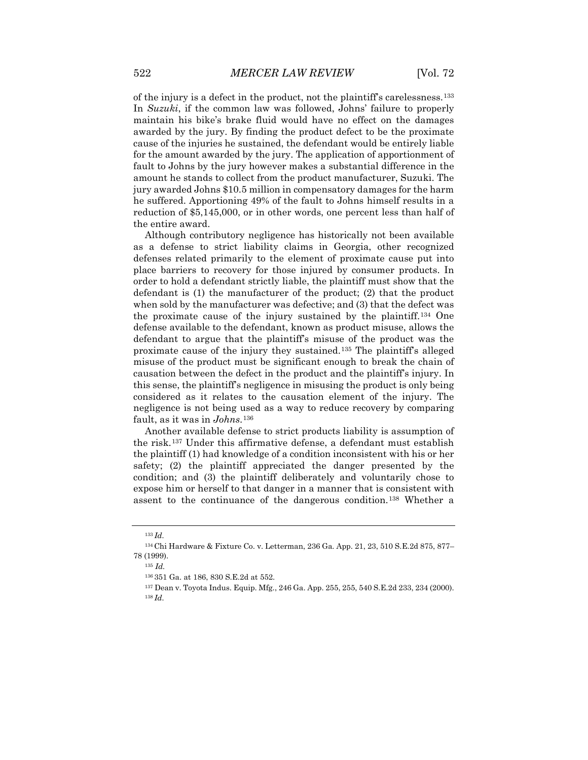of the injury is a defect in the product, not the plaintiff's carelessness.[133] In *Suzuki*, if the common law was followed, Johns' failure to properly maintain his bike's brake fluid would have no effect on the damages awarded by the jury. By finding the product defect to be the proximate cause of the injuries he sustained, the defendant would be entirely liable for the amount awarded by the jury. The application of apportionment of fault to Johns by the jury however makes a substantial difference in the amount he stands to collect from the product manufacturer, Suzuki. The jury awarded Johns $10.5 million in compensatory damages for the harm he suffered. Apportioning 49% of the fault to Johns himself results in a reduction of $5,145,000, or in other words, one percent less than half of the entire award.

Although contributory negligence has historically not been available as a defense to strict liability claims in Georgia, other recognized defenses related primarily to the element of proximate cause put into place barriers to recovery for those injured by consumer products. In order to hold a defendant strictly liable, the plaintiff must show that the defendant is (1) the manufacturer of the product; (2) that the product when sold by the manufacturer was defective; and (3) that the defect was the proximate cause of the injury sustained by the plaintiff.[134] One defense available to the defendant, known as product misuse, allows the defendant to argue that the plaintiff's misuse of the product was the proximate cause of the injury they sustained.[135] The plaintiff's alleged misuse of the product must be significant enough to break the chain of causation between the defect in the product and the plaintiff's injury. In this sense, the plaintiff's negligence in misusing the product is only being considered as it relates to the causation element of the injury. The negligence is not being used as a way to reduce recovery by comparing fault, as it was in *Johns*.[136]

Another available defense to strict products liability is assumption of the risk.[137] Under this affirmative defense, a defendant must establish the plaintiff (1) had knowledge of a condition inconsistent with his or her safety; (2) the plaintiff appreciated the danger presented by the condition; and (3) the plaintiff deliberately and voluntarily chose to expose him or herself to that danger in a manner that is consistent with assent to the continuance of the dangerous condition.[138] Whether a

---

[133] *Id.*

[134] Chi Hardware & Fixture Co. v. Letterman, 236 Ga. App. 21, 23, 510 S.E.2d 875, 877–78 (1999).

[135] *Id.*

[136] 351 Ga. at 186, 830 S.E.2d at 552.

[137] Dean v. Toyota Indus. Equip. Mfg., 246 Ga. App. 255, 255, 540 S.E.2d 233, 234 (2000).

[138] *Id.*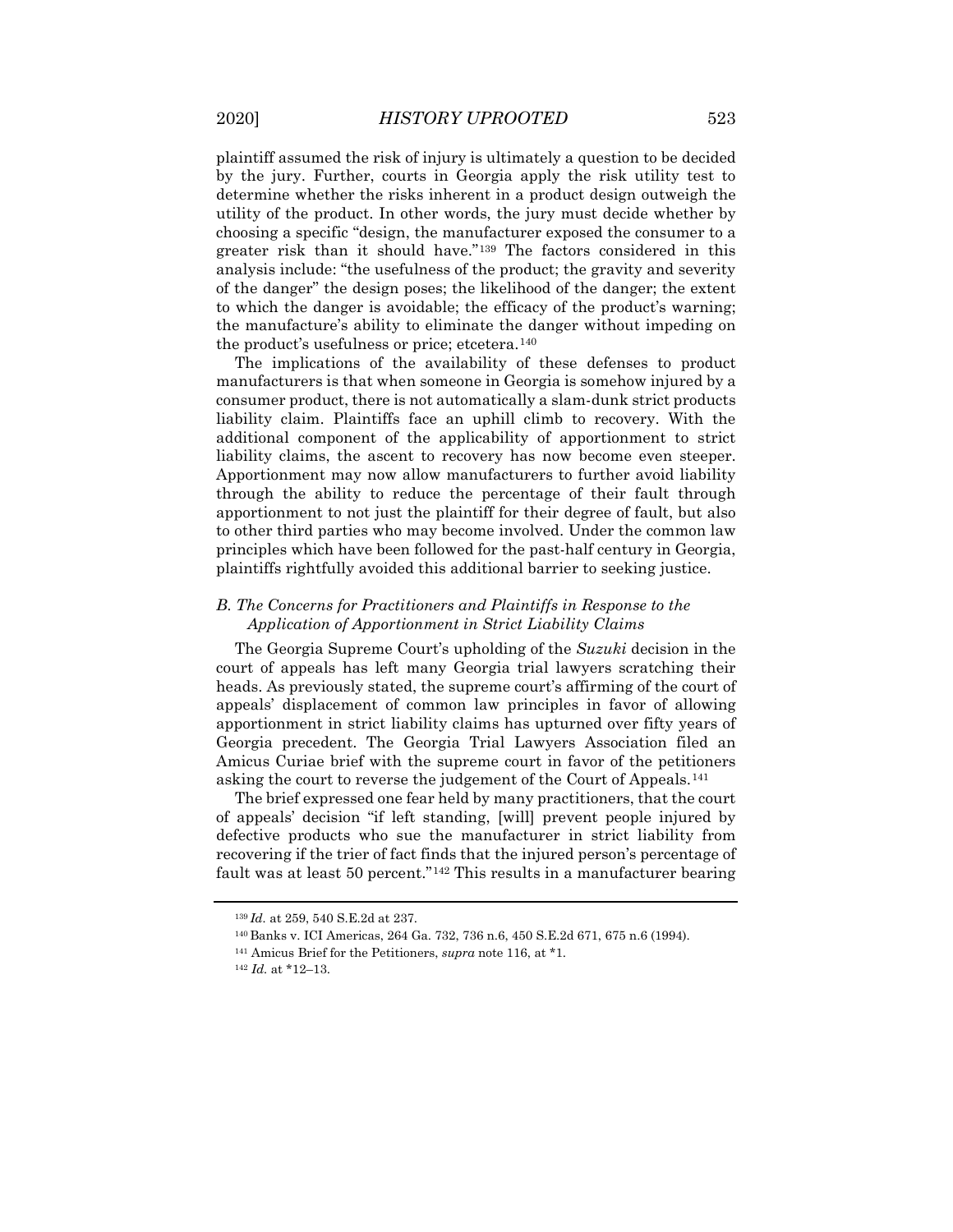plaintiff assumed the risk of injury is ultimately a question to be decided by the jury. Further, courts in Georgia apply the risk utility test to determine whether the risks inherent in a product design outweigh the utility of the product. In other words, the jury must decide whether by choosing a specific "design, the manufacturer exposed the consumer to a greater risk than it should have."[139] The factors considered in this analysis include: "the usefulness of the product; the gravity and severity of the danger" the design poses; the likelihood of the danger; the extent to which the danger is avoidable; the efficacy of the product's warning; the manufacture's ability to eliminate the danger without impeding on the product's usefulness or price; etcetera.[140]

The implications of the availability of these defenses to product manufacturers is that when someone in Georgia is somehow injured by a consumer product, there is not automatically a slam-dunk strict products liability claim. Plaintiffs face an uphill climb to recovery. With the additional component of the applicability of apportionment to strict liability claims, the ascent to recovery has now become even steeper. Apportionment may now allow manufacturers to further avoid liability through the ability to reduce the percentage of their fault through apportionment to not just the plaintiff for their degree of fault, but also to other third parties who may become involved. Under the common law principles which have been followed for the past-half century in Georgia, plaintiffs rightfully avoided this additional barrier to seeking justice.

### *B. The Concerns for Practitioners and Plaintiffs in Response to the Application of Apportionment in Strict Liability Claims*

The Georgia Supreme Court's upholding of the *Suzuki* decision in the court of appeals has left many Georgia trial lawyers scratching their heads. As previously stated, the supreme court's affirming of the court of appeals' displacement of common law principles in favor of allowing apportionment in strict liability claims has upturned over fifty years of Georgia precedent. The Georgia Trial Lawyers Association filed an Amicus Curiae brief with the supreme court in favor of the petitioners asking the court to reverse the judgement of the Court of Appeals.[141]

The brief expressed one fear held by many practitioners, that the court of appeals' decision "if left standing, [will] prevent people injured by defective products who sue the manufacturer in strict liability from recovering if the trier of fact finds that the injured person's percentage of fault was at least 50 percent."[142] This results in a manufacturer bearing

---

[139] *Id.* at 259, 540 S.E.2d at 237.

[140] Banks v. ICI Americas, 264 Ga. 732, 736 n.6, 450 S.E.2d 671, 675 n.6 (1994).

[141] Amicus Brief for the Petitioners, *supra* note 116, at *1.

[142] *Id.* at *12–13.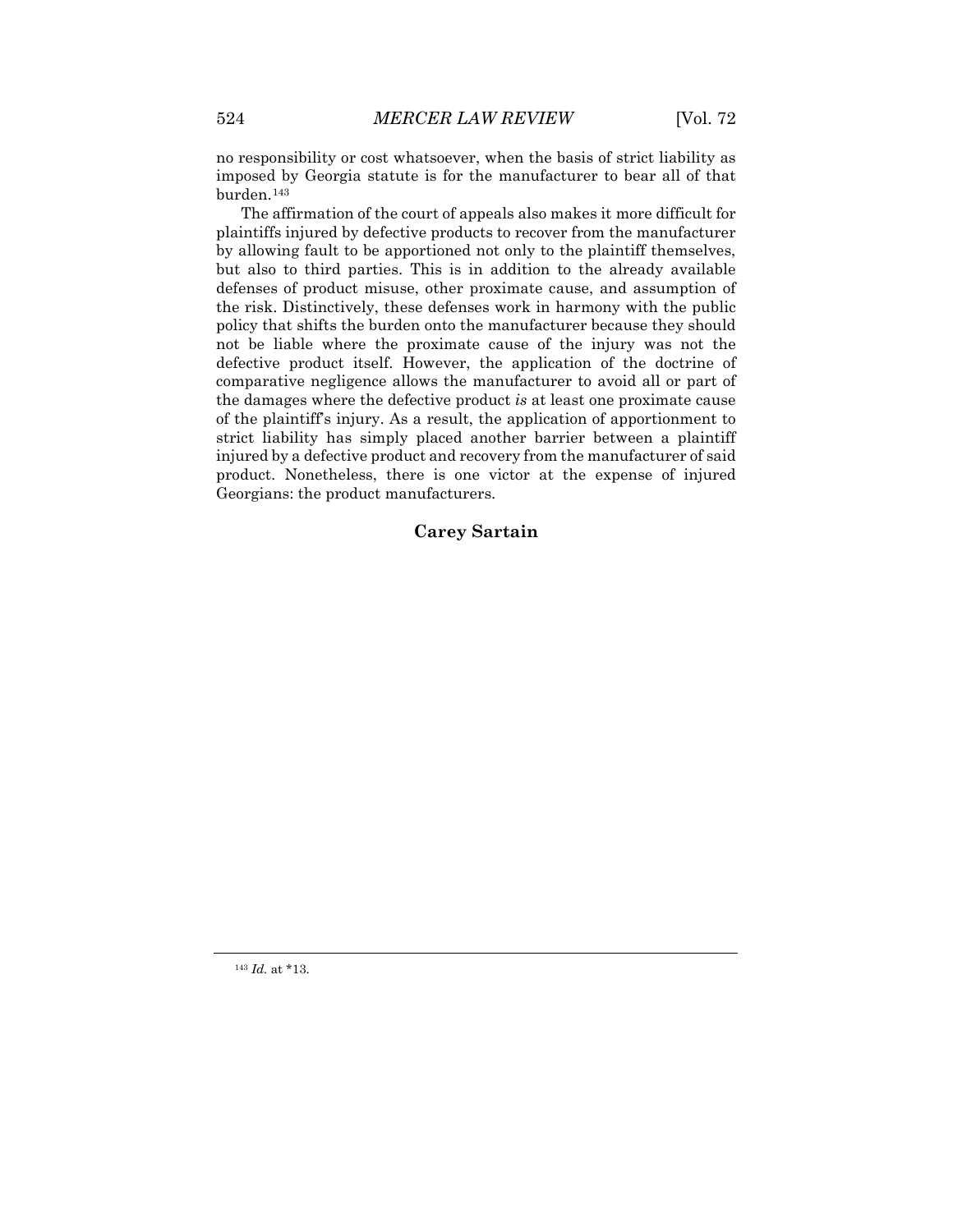no responsibility or cost whatsoever, when the basis of strict liability as imposed by Georgia statute is for the manufacturer to bear all of that burden.[143]

The affirmation of the court of appeals also makes it more difficult for plaintiffs injured by defective products to recover from the manufacturer by allowing fault to be apportioned not only to the plaintiff themselves, but also to third parties. This is in addition to the already available defenses of product misuse, other proximate cause, and assumption of the risk. Distinctively, these defenses work in harmony with the public policy that shifts the burden onto the manufacturer because they should not be liable where the proximate cause of the injury was not the defective product itself. However, the application of the doctrine of comparative negligence allows the manufacturer to avoid all or part of the damages where the defective product *is* at least one proximate cause of the plaintiff's injury. As a result, the application of apportionment to strict liability has simply placed another barrier between a plaintiff injured by a defective product and recovery from the manufacturer of said product. Nonetheless, there is one victor at the expense of injured Georgians: the product manufacturers.

**Carey Sartain**

---

[143] *Id.* at *13.